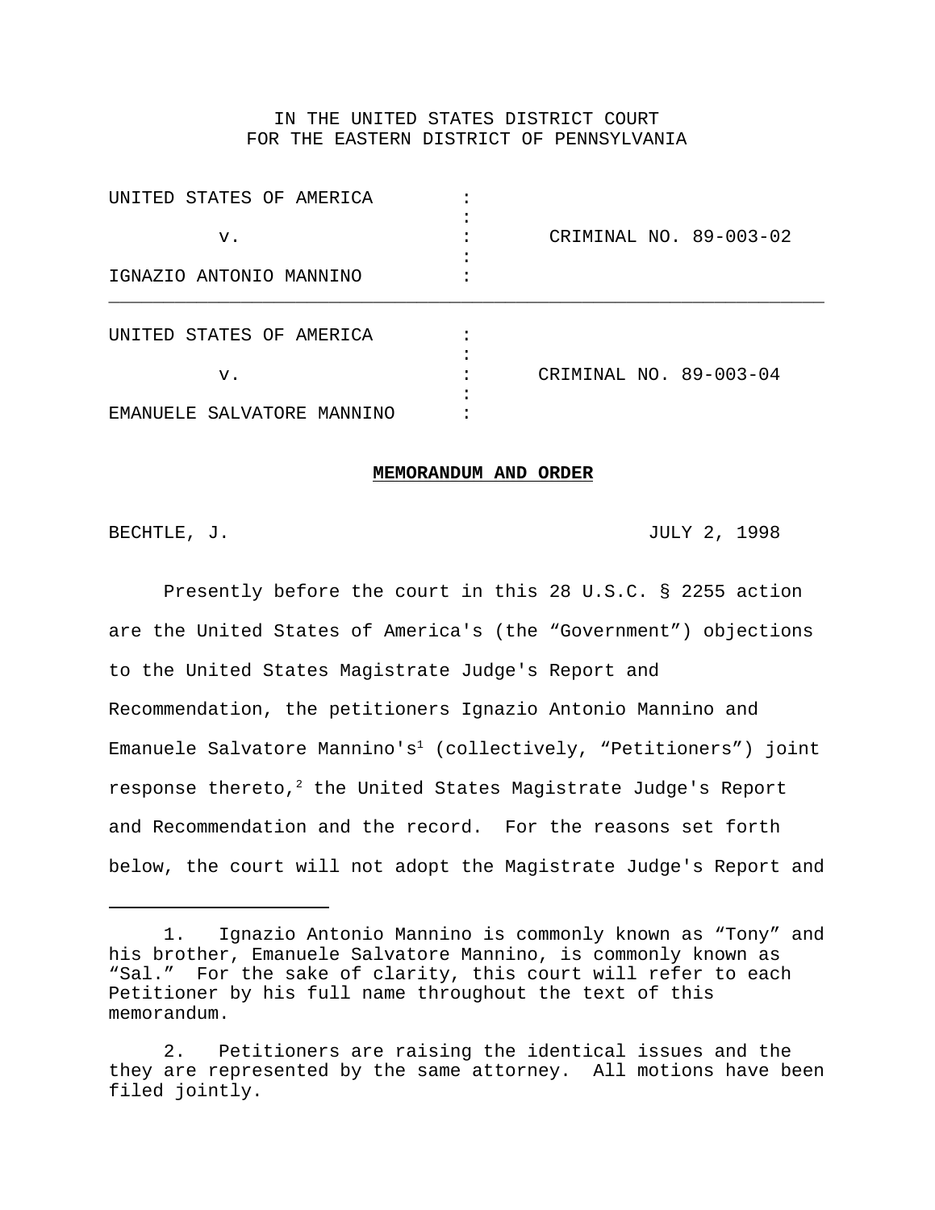IN THE UNITED STATES DISTRICT COURT
FOR THE EASTERN DISTRICT OF PENNSYLVANIA

| | | |
|---|---|---|
| UNITED STATES OF AMERICA | : | |
| | : | |
| v. | : | CRIMINAL NO. 89-003-02 |
| | : | |
| IGNAZIO ANTONIO MANNINO | : | |

| | | |
|---|---|---|
| UNITED STATES OF AMERICA | : | |
| | : | |
| v. | : | CRIMINAL NO. 89-003-04 |
| | : | |
| EMANUELE SALVATORE MANNINO | : | |

**MEMORANDUM AND ORDER**

BECHTLE, J. JULY 2, 1998

Presently before the court in this 28 U.S.C. § 2255 action are the United States of America's (the "Government") objections to the United States Magistrate Judge's Report and Recommendation, the petitioners Ignazio Antonio Mannino and Emanuele Salvatore Mannino's[1] (collectively, "Petitioners") joint response thereto,[2] the United States Magistrate Judge's Report and Recommendation and the record. For the reasons set forth below, the court will not adopt the Magistrate Judge's Report and

---

1. Ignazio Antonio Mannino is commonly known as "Tony" and his brother, Emanuele Salvatore Mannino, is commonly known as "Sal." For the sake of clarity, this court will refer to each Petitioner by his full name throughout the text of this memorandum.

2. Petitioners are raising the identical issues and the they are represented by the same attorney. All motions have been filed jointly.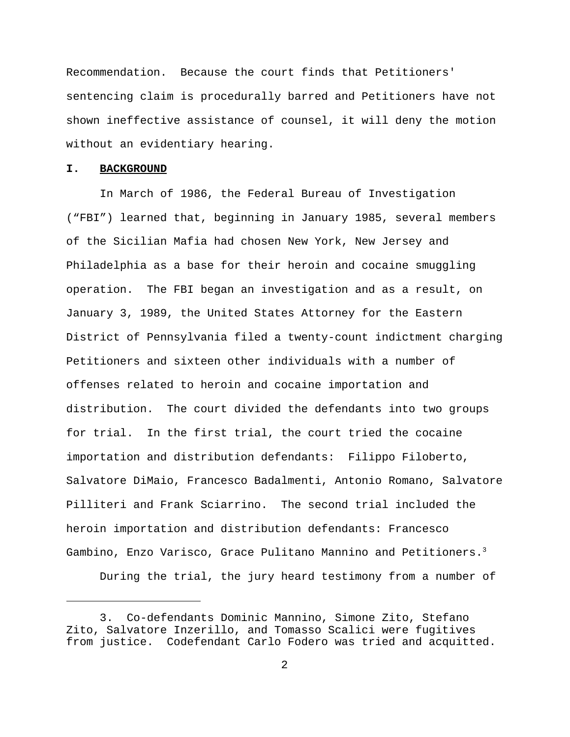Recommendation. Because the court finds that Petitioners' sentencing claim is procedurally barred and Petitioners have not shown ineffective assistance of counsel, it will deny the motion without an evidentiary hearing.

## I. **BACKGROUND**

In March of 1986, the Federal Bureau of Investigation (“FBI”) learned that, beginning in January 1985, several members of the Sicilian Mafia had chosen New York, New Jersey and Philadelphia as a base for their heroin and cocaine smuggling operation. The FBI began an investigation and as a result, on January 3, 1989, the United States Attorney for the Eastern District of Pennsylvania filed a twenty-count indictment charging Petitioners and sixteen other individuals with a number of offenses related to heroin and cocaine importation and distribution. The court divided the defendants into two groups for trial. In the first trial, the court tried the cocaine importation and distribution defendants: Filippo Filoberto, Salvatore DiMaio, Francesco Badalmenti, Antonio Romano, Salvatore Pilliteri and Frank Sciarrino. The second trial included the heroin importation and distribution defendants: Francesco Gambino, Enzo Varisco, Grace Pulitano Mannino and Petitioners.[3]

During the trial, the jury heard testimony from a number of

---

3. Co-defendants Dominic Mannino, Simone Zito, Stefano Zito, Salvatore Inzerillo, and Tomasso Scalici were fugitives from justice. Codefendant Carlo Fodero was tried and acquitted.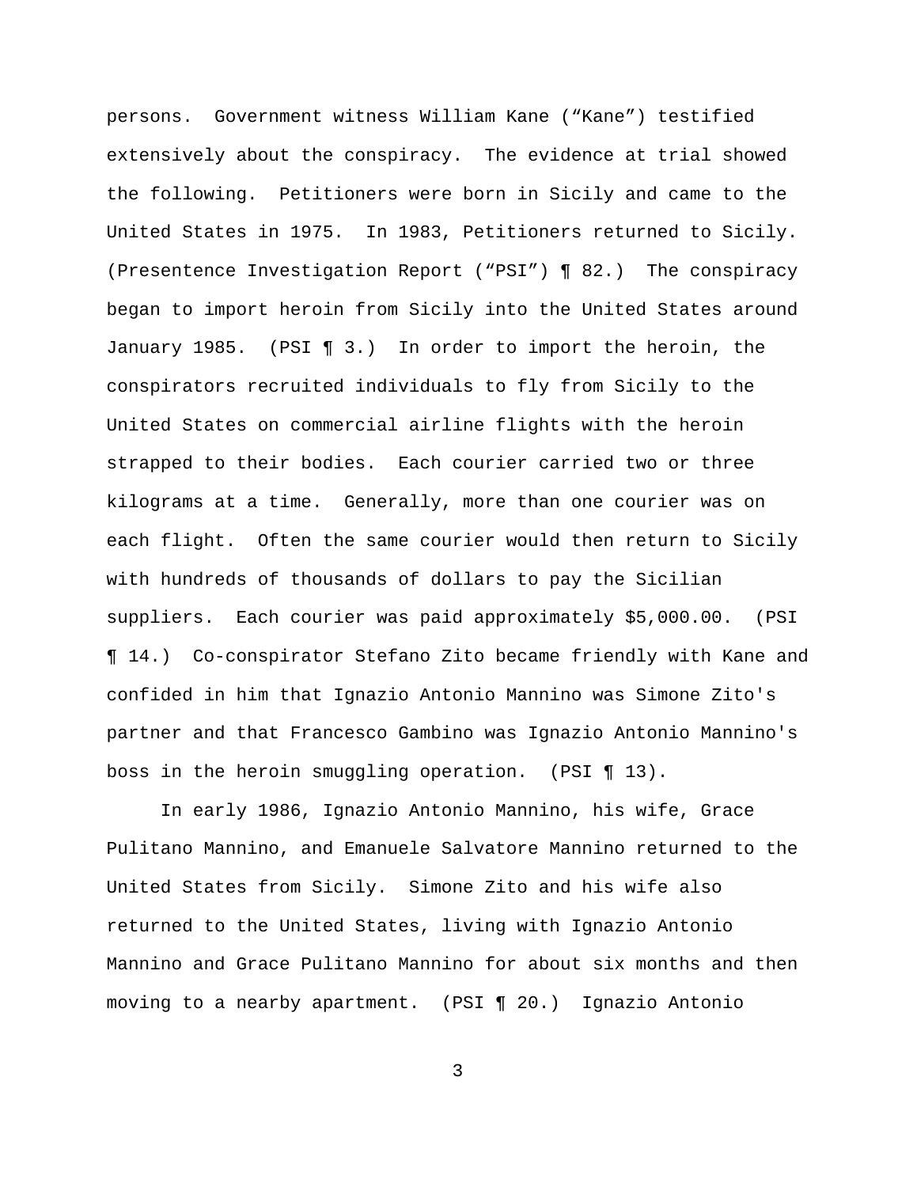persons. Government witness William Kane ("Kane") testified extensively about the conspiracy. The evidence at trial showed the following. Petitioners were born in Sicily and came to the United States in 1975. In 1983, Petitioners returned to Sicily. (Presentence Investigation Report ("PSI") ¶ 82.) The conspiracy began to import heroin from Sicily into the United States around January 1985. (PSI ¶ 3.) In order to import the heroin, the conspirators recruited individuals to fly from Sicily to the United States on commercial airline flights with the heroin strapped to their bodies. Each courier carried two or three kilograms at a time. Generally, more than one courier was on each flight. Often the same courier would then return to Sicily with hundreds of thousands of dollars to pay the Sicilian suppliers. Each courier was paid approximately $5,000.00. (PSI ¶ 14.) Co-conspirator Stefano Zito became friendly with Kane and confided in him that Ignazio Antonio Mannino was Simone Zito's partner and that Francesco Gambino was Ignazio Antonio Mannino's boss in the heroin smuggling operation. (PSI ¶ 13).

In early 1986, Ignazio Antonio Mannino, his wife, Grace Pulitano Mannino, and Emanuele Salvatore Mannino returned to the United States from Sicily. Simone Zito and his wife also returned to the United States, living with Ignazio Antonio Mannino and Grace Pulitano Mannino for about six months and then moving to a nearby apartment. (PSI ¶ 20.) Ignazio Antonio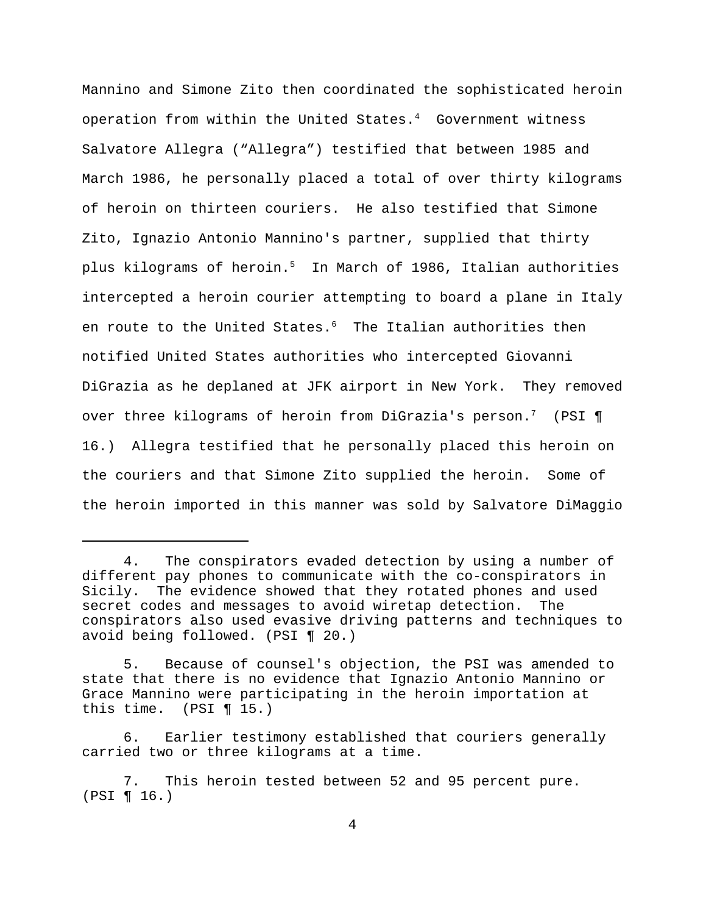Mannino and Simone Zito then coordinated the sophisticated heroin operation from within the United States.[4] Government witness Salvatore Allegra ("Allegra") testified that between 1985 and March 1986, he personally placed a total of over thirty kilograms of heroin on thirteen couriers. He also testified that Simone Zito, Ignazio Antonio Mannino's partner, supplied that thirty plus kilograms of heroin.[5] In March of 1986, Italian authorities intercepted a heroin courier attempting to board a plane in Italy en route to the United States.[6] The Italian authorities then notified United States authorities who intercepted Giovanni DiGrazia as he deplaned at JFK airport in New York. They removed over three kilograms of heroin from DiGrazia's person.[7] (PSI ¶ 16.) Allegra testified that he personally placed this heroin on the couriers and that Simone Zito supplied the heroin. Some of the heroin imported in this manner was sold by Salvatore DiMaggio

---

4. The conspirators evaded detection by using a number of different pay phones to communicate with the co-conspirators in Sicily. The evidence showed that they rotated phones and used secret codes and messages to avoid wiretap detection. The conspirators also used evasive driving patterns and techniques to avoid being followed. (PSI ¶ 20.)

5. Because of counsel's objection, the PSI was amended to state that there is no evidence that Ignazio Antonio Mannino or Grace Mannino were participating in the heroin importation at this time. (PSI ¶ 15.)

6. Earlier testimony established that couriers generally carried two or three kilograms at a time.

7. This heroin tested between 52 and 95 percent pure. (PSI ¶ 16.)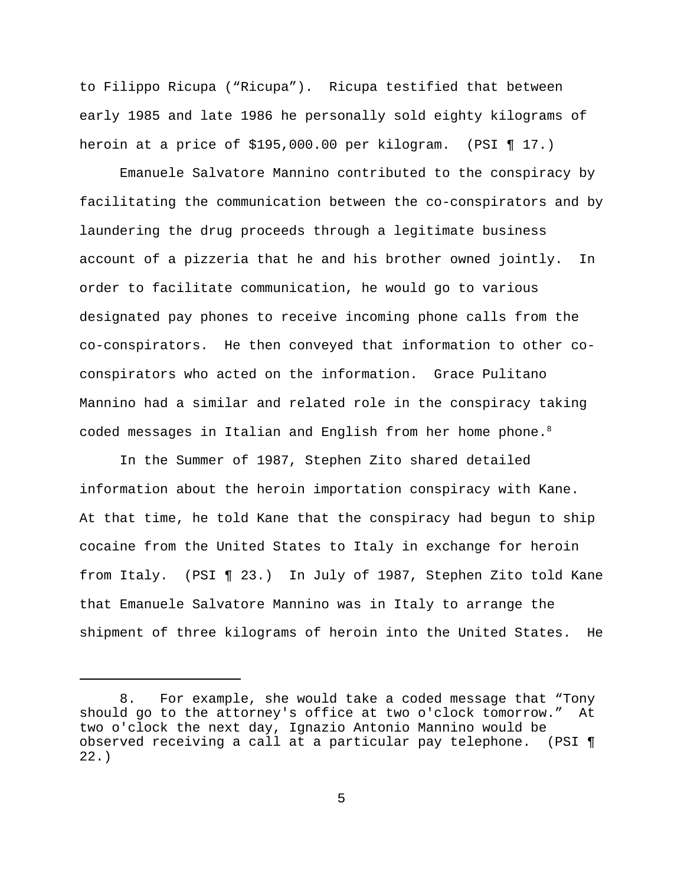to Filippo Ricupa (“Ricupa”). Ricupa testified that between early 1985 and late 1986 he personally sold eighty kilograms of heroin at a price of $195,000.00 per kilogram. (PSI ¶ 17.)

Emanuele Salvatore Mannino contributed to the conspiracy by facilitating the communication between the co-conspirators and by laundering the drug proceeds through a legitimate business account of a pizzeria that he and his brother owned jointly. In order to facilitate communication, he would go to various designated pay phones to receive incoming phone calls from the co-conspirators. He then conveyed that information to other co-conspirators who acted on the information. Grace Pulitano Mannino had a similar and related role in the conspiracy taking coded messages in Italian and English from her home phone.[8]

In the Summer of 1987, Stephen Zito shared detailed information about the heroin importation conspiracy with Kane. At that time, he told Kane that the conspiracy had begun to ship cocaine from the United States to Italy in exchange for heroin from Italy. (PSI ¶ 23.) In July of 1987, Stephen Zito told Kane that Emanuele Salvatore Mannino was in Italy to arrange the shipment of three kilograms of heroin into the United States. He

---

8. For example, she would take a coded message that “Tony should go to the attorney's office at two o'clock tomorrow.” At two o'clock the next day, Ignazio Antonio Mannino would be observed receiving a call at a particular pay telephone. (PSI ¶ 22.)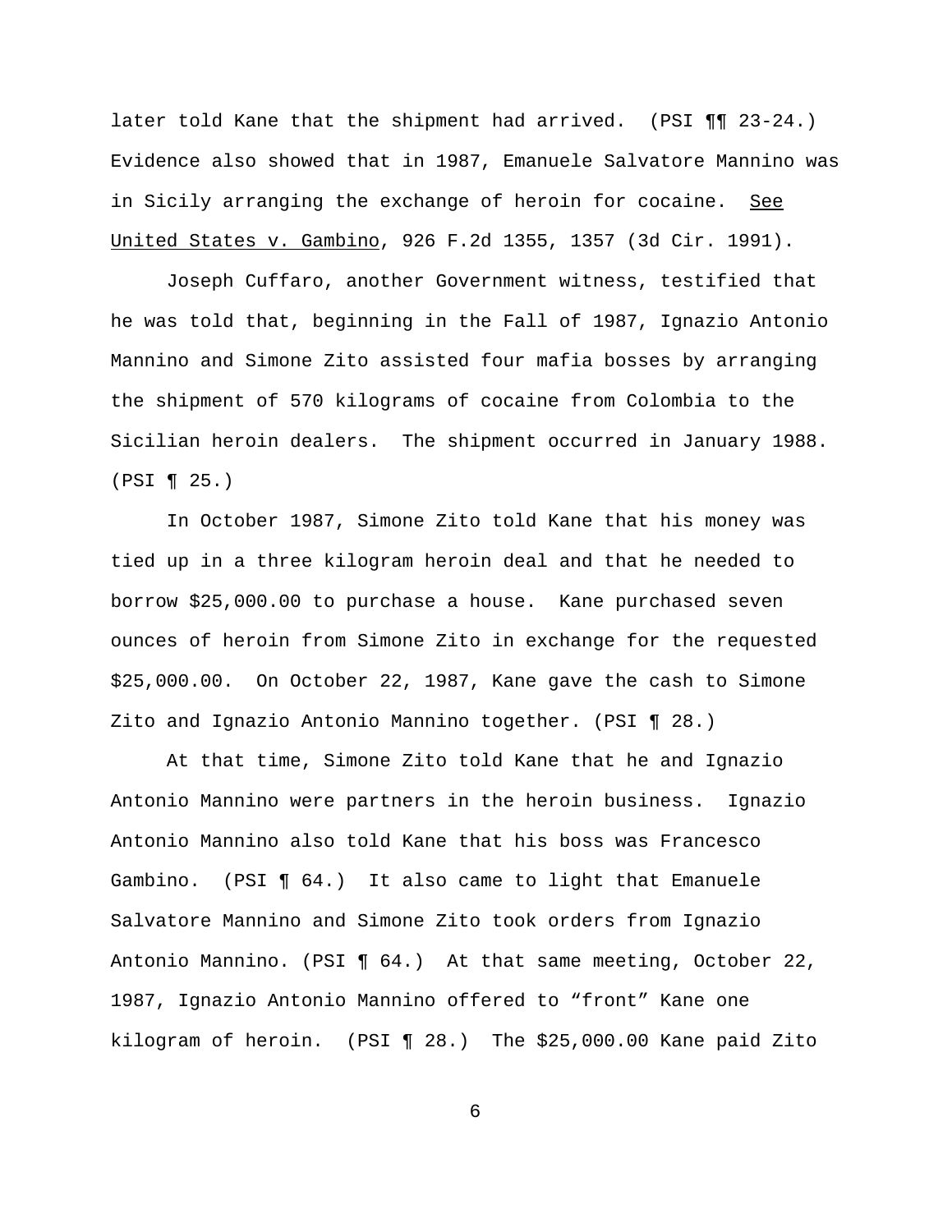later told Kane that the shipment had arrived. (PSI ¶¶ 23-24.) Evidence also showed that in 1987, Emanuele Salvatore Mannino was in Sicily arranging the exchange of heroin for cocaine. See United States v. Gambino, 926 F.2d 1355, 1357 (3d Cir. 1991).

Joseph Cuffaro, another Government witness, testified that he was told that, beginning in the Fall of 1987, Ignazio Antonio Mannino and Simone Zito assisted four mafia bosses by arranging the shipment of 570 kilograms of cocaine from Colombia to the Sicilian heroin dealers. The shipment occurred in January 1988. (PSI ¶ 25.)

In October 1987, Simone Zito told Kane that his money was tied up in a three kilogram heroin deal and that he needed to borrow $25,000.00 to purchase a house. Kane purchased seven ounces of heroin from Simone Zito in exchange for the requested $25,000.00. On October 22, 1987, Kane gave the cash to Simone Zito and Ignazio Antonio Mannino together. (PSI ¶ 28.)

At that time, Simone Zito told Kane that he and Ignazio Antonio Mannino were partners in the heroin business. Ignazio Antonio Mannino also told Kane that his boss was Francesco Gambino. (PSI ¶ 64.) It also came to light that Emanuele Salvatore Mannino and Simone Zito took orders from Ignazio Antonio Mannino. (PSI ¶ 64.) At that same meeting, October 22, 1987, Ignazio Antonio Mannino offered to "front" Kane one kilogram of heroin. (PSI ¶ 28.) The $25,000.00 Kane paid Zito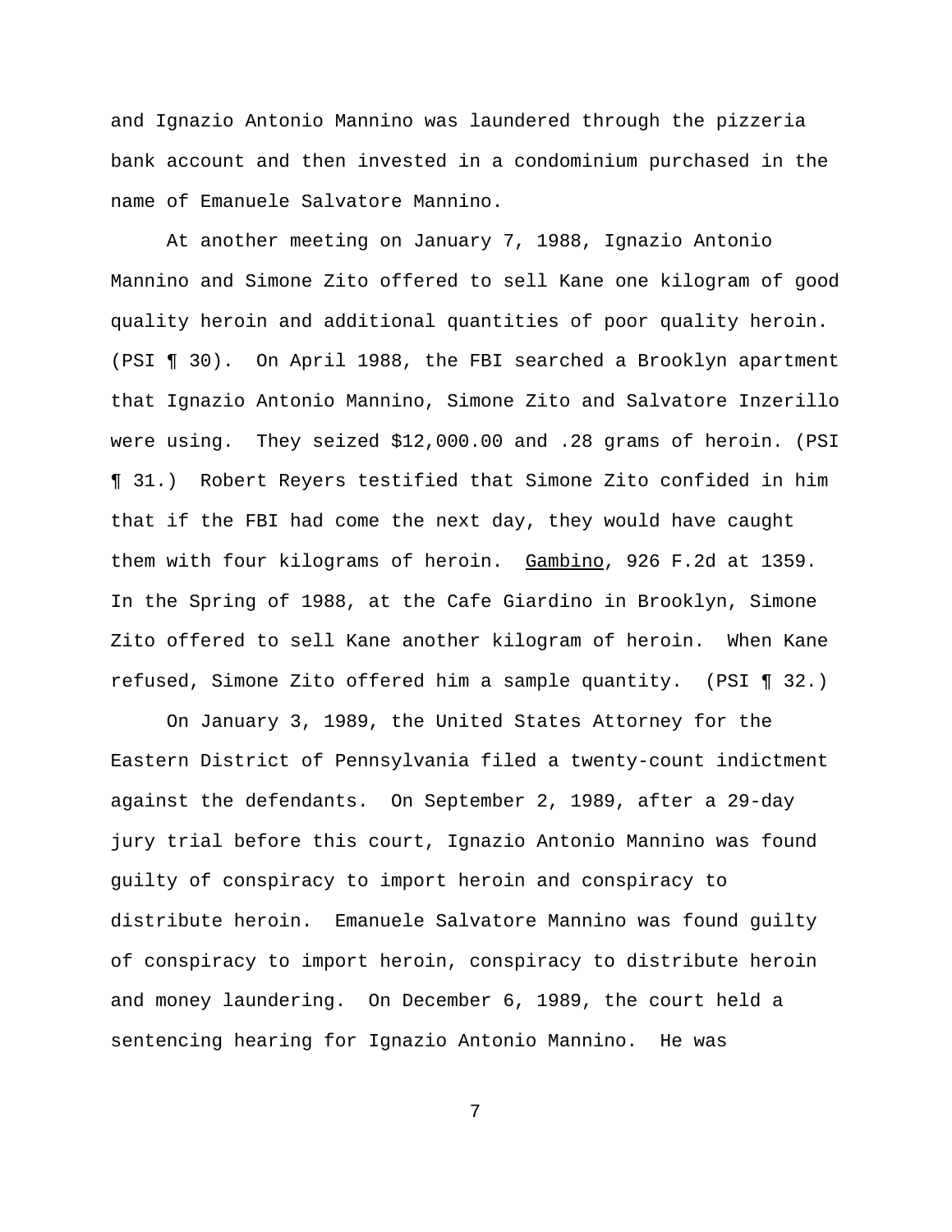and Ignazio Antonio Mannino was laundered through the pizzeria bank account and then invested in a condominium purchased in the name of Emanuele Salvatore Mannino.

At another meeting on January 7, 1988, Ignazio Antonio Mannino and Simone Zito offered to sell Kane one kilogram of good quality heroin and additional quantities of poor quality heroin. (PSI ¶ 30). On April 1988, the FBI searched a Brooklyn apartment that Ignazio Antonio Mannino, Simone Zito and Salvatore Inzerillo were using. They seized $12,000.00 and .28 grams of heroin. (PSI ¶ 31.) Robert Reyers testified that Simone Zito confided in him that if the FBI had come the next day, they would have caught them with four kilograms of heroin. Gambino, 926 F.2d at 1359. In the Spring of 1988, at the Cafe Giardino in Brooklyn, Simone Zito offered to sell Kane another kilogram of heroin. When Kane refused, Simone Zito offered him a sample quantity. (PSI ¶ 32.)

On January 3, 1989, the United States Attorney for the Eastern District of Pennsylvania filed a twenty-count indictment against the defendants. On September 2, 1989, after a 29-day jury trial before this court, Ignazio Antonio Mannino was found guilty of conspiracy to import heroin and conspiracy to distribute heroin. Emanuele Salvatore Mannino was found guilty of conspiracy to import heroin, conspiracy to distribute heroin and money laundering. On December 6, 1989, the court held a sentencing hearing for Ignazio Antonio Mannino. He was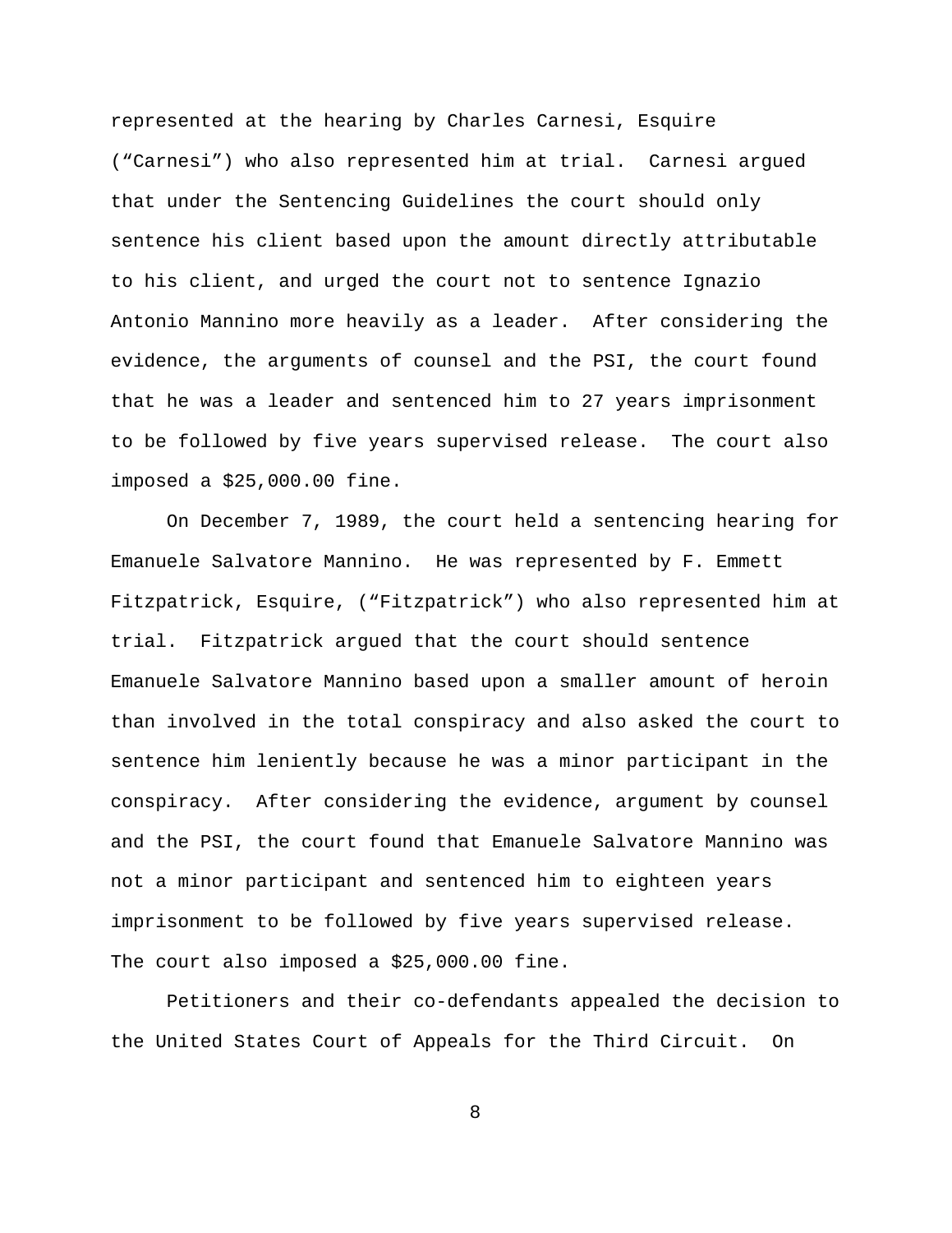represented at the hearing by Charles Carnesi, Esquire ("Carnesi") who also represented him at trial. Carnesi argued that under the Sentencing Guidelines the court should only sentence his client based upon the amount directly attributable to his client, and urged the court not to sentence Ignazio Antonio Mannino more heavily as a leader. After considering the evidence, the arguments of counsel and the PSI, the court found that he was a leader and sentenced him to 27 years imprisonment to be followed by five years supervised release. The court also imposed a $25,000.00 fine.

On December 7, 1989, the court held a sentencing hearing for Emanuele Salvatore Mannino. He was represented by F. Emmett Fitzpatrick, Esquire, ("Fitzpatrick") who also represented him at trial. Fitzpatrick argued that the court should sentence Emanuele Salvatore Mannino based upon a smaller amount of heroin than involved in the total conspiracy and also asked the court to sentence him leniently because he was a minor participant in the conspiracy. After considering the evidence, argument by counsel and the PSI, the court found that Emanuele Salvatore Mannino was not a minor participant and sentenced him to eighteen years imprisonment to be followed by five years supervised release. The court also imposed a $25,000.00 fine.

Petitioners and their co-defendants appealed the decision to the United States Court of Appeals for the Third Circuit. On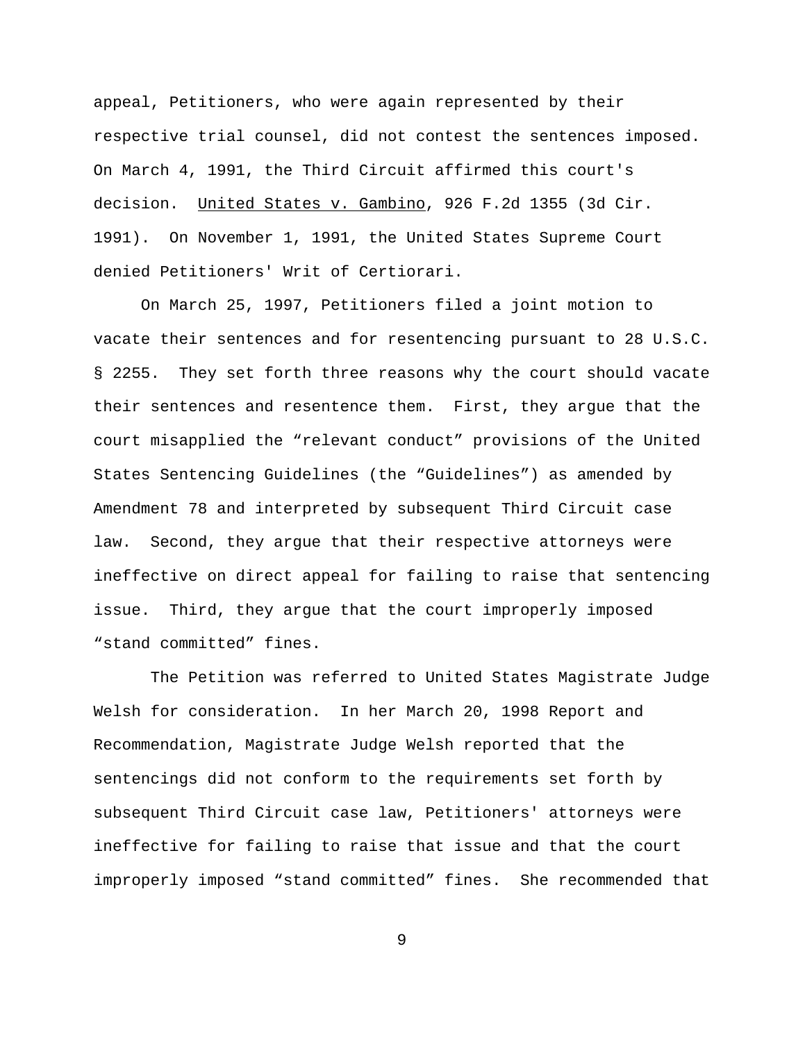appeal, Petitioners, who were again represented by their respective trial counsel, did not contest the sentences imposed. On March 4, 1991, the Third Circuit affirmed this court's decision. United States v. Gambino, 926 F.2d 1355 (3d Cir. 1991). On November 1, 1991, the United States Supreme Court denied Petitioners' Writ of Certiorari.

On March 25, 1997, Petitioners filed a joint motion to vacate their sentences and for resentencing pursuant to 28 U.S.C. § 2255. They set forth three reasons why the court should vacate their sentences and resentence them. First, they argue that the court misapplied the "relevant conduct" provisions of the United States Sentencing Guidelines (the "Guidelines") as amended by Amendment 78 and interpreted by subsequent Third Circuit case law. Second, they argue that their respective attorneys were ineffective on direct appeal for failing to raise that sentencing issue. Third, they argue that the court improperly imposed "stand committed" fines.

The Petition was referred to United States Magistrate Judge Welsh for consideration. In her March 20, 1998 Report and Recommendation, Magistrate Judge Welsh reported that the sentencings did not conform to the requirements set forth by subsequent Third Circuit case law, Petitioners' attorneys were ineffective for failing to raise that issue and that the court improperly imposed "stand committed" fines. She recommended that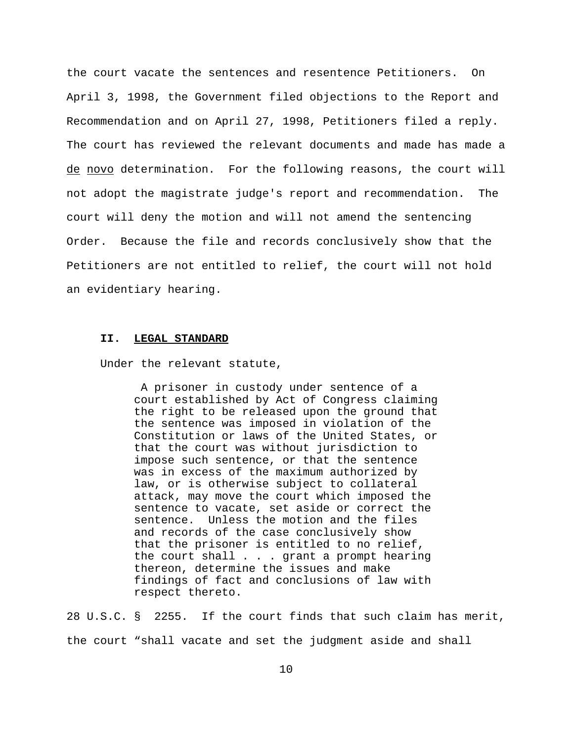the court vacate the sentences and resentence Petitioners. On April 3, 1998, the Government filed objections to the Report and Recommendation and on April 27, 1998, Petitioners filed a reply. The court has reviewed the relevant documents and made has made a de novo determination. For the following reasons, the court will not adopt the magistrate judge's report and recommendation. The court will deny the motion and will not amend the sentencing Order. Because the file and records conclusively show that the Petitioners are not entitled to relief, the court will not hold an evidentiary hearing.

## II. LEGAL STANDARD

Under the relevant statute,

> A prisoner in custody under sentence of a court established by Act of Congress claiming the right to be released upon the ground that the sentence was imposed in violation of the Constitution or laws of the United States, or that the court was without jurisdiction to impose such sentence, or that the sentence was in excess of the maximum authorized by law, or is otherwise subject to collateral attack, may move the court which imposed the sentence to vacate, set aside or correct the sentence. Unless the motion and the files and records of the case conclusively show that the prisoner is entitled to no relief, the court shall . . . grant a prompt hearing thereon, determine the issues and make findings of fact and conclusions of law with respect thereto.

28 U.S.C. § 2255. If the court finds that such claim has merit, the court "shall vacate and set the judgment aside and shall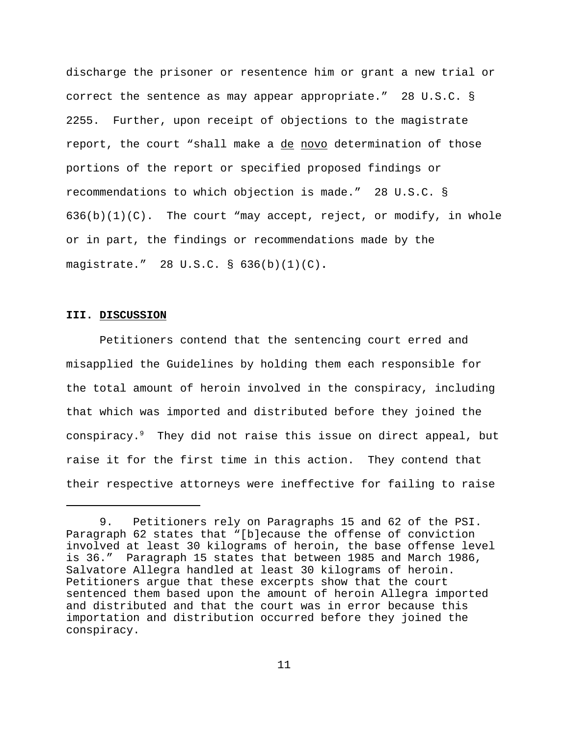discharge the prisoner or resentence him or grant a new trial or correct the sentence as may appear appropriate." 28 U.S.C. § 2255. Further, upon receipt of objections to the magistrate report, the court "shall make a de novo determination of those portions of the report or specified proposed findings or recommendations to which objection is made." 28 U.S.C. § 636(b)(1)(C). The court "may accept, reject, or modify, in whole or in part, the findings or recommendations made by the magistrate." 28 U.S.C. § 636(b)(1)(C).

### III. DISCUSSION

Petitioners contend that the sentencing court erred and misapplied the Guidelines by holding them each responsible for the total amount of heroin involved in the conspiracy, including that which was imported and distributed before they joined the conspiracy.[9] They did not raise this issue on direct appeal, but raise it for the first time in this action. They contend that their respective attorneys were ineffective for failing to raise

---

9. Petitioners rely on Paragraphs 15 and 62 of the PSI. Paragraph 62 states that "[b]ecause the offense of conviction involved at least 30 kilograms of heroin, the base offense level is 36." Paragraph 15 states that between 1985 and March 1986, Salvatore Allegra handled at least 30 kilograms of heroin. Petitioners argue that these excerpts show that the court sentenced them based upon the amount of heroin Allegra imported and distributed and that the court was in error because this importation and distribution occurred before they joined the conspiracy.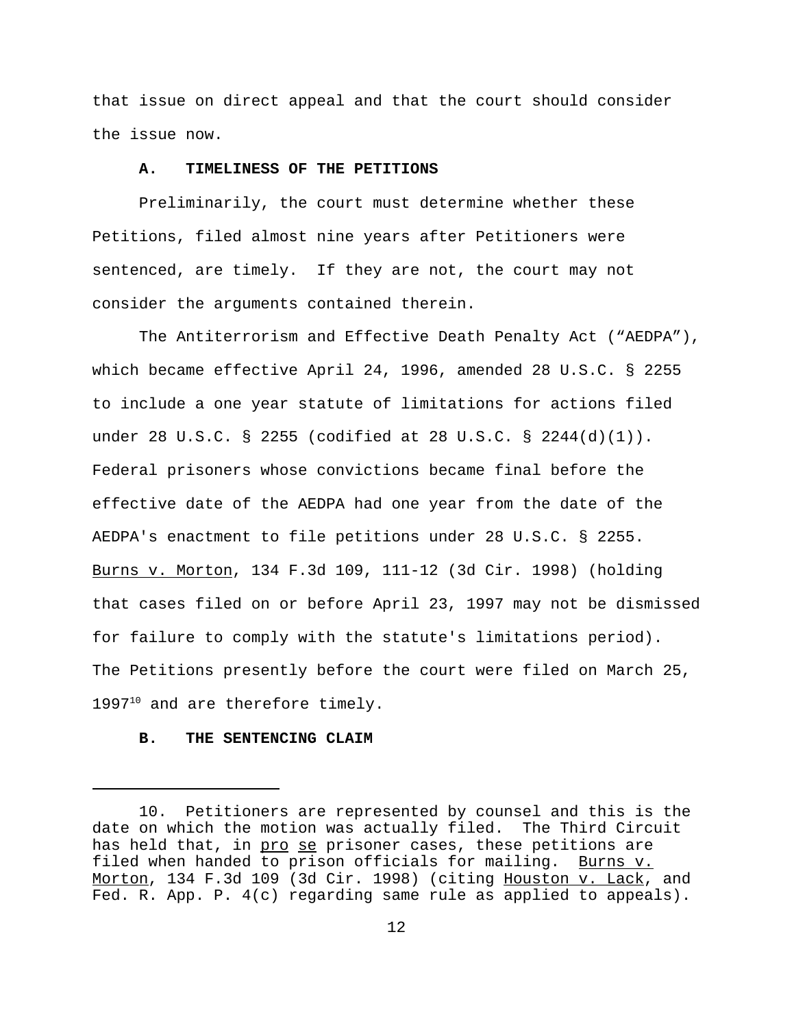that issue on direct appeal and that the court should consider the issue now.

### A. TIMELINESS OF THE PETITIONS

Preliminarily, the court must determine whether these Petitions, filed almost nine years after Petitioners were sentenced, are timely. If they are not, the court may not consider the arguments contained therein.

The Antiterrorism and Effective Death Penalty Act ("AEDPA"), which became effective April 24, 1996, amended 28 U.S.C. § 2255 to include a one year statute of limitations for actions filed under 28 U.S.C. § 2255 (codified at 28 U.S.C. § 2244(d)(1)). Federal prisoners whose convictions became final before the effective date of the AEDPA had one year from the date of the AEDPA's enactment to file petitions under 28 U.S.C. § 2255. Burns v. Morton, 134 F.3d 109, 111-12 (3d Cir. 1998) (holding that cases filed on or before April 23, 1997 may not be dismissed for failure to comply with the statute's limitations period). The Petitions presently before the court were filed on March 25, 1997[10] and are therefore timely.

### B. THE SENTENCING CLAIM

---

10. Petitioners are represented by counsel and this is the date on which the motion was actually filed. The Third Circuit has held that, in pro se prisoner cases, these petitions are filed when handed to prison officials for mailing. Burns v. Morton, 134 F.3d 109 (3d Cir. 1998) (citing Houston v. Lack, and Fed. R. App. P. 4(c) regarding same rule as applied to appeals).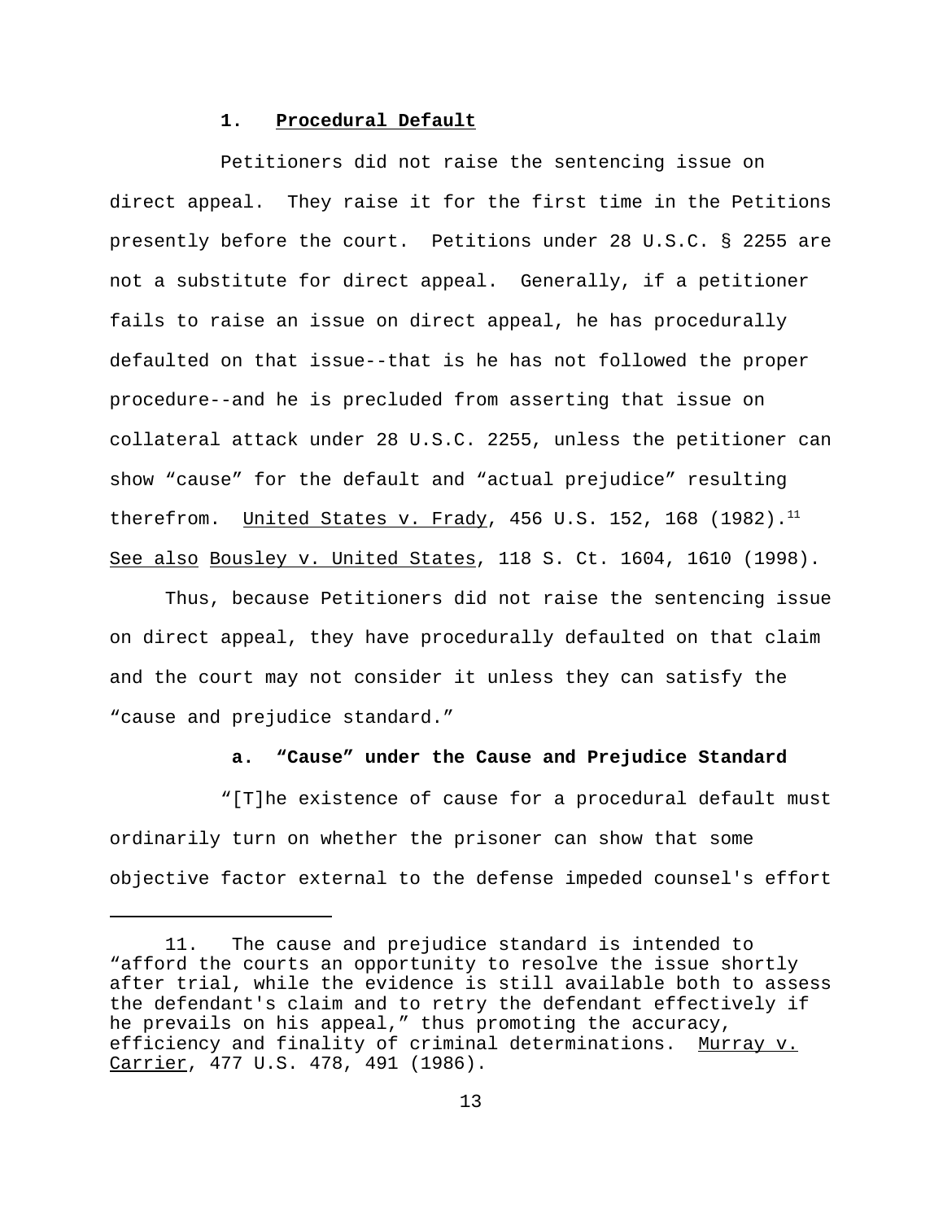### 1. Procedural Default

Petitioners did not raise the sentencing issue on direct appeal. They raise it for the first time in the Petitions presently before the court. Petitions under 28 U.S.C. § 2255 are not a substitute for direct appeal. Generally, if a petitioner fails to raise an issue on direct appeal, he has procedurally defaulted on that issue--that is he has not followed the proper procedure--and he is precluded from asserting that issue on collateral attack under 28 U.S.C. 2255, unless the petitioner can show "cause" for the default and "actual prejudice" resulting therefrom. United States v. Frady, 456 U.S. 152, 168 (1982).[11] See also Bousley v. United States, 118 S. Ct. 1604, 1610 (1998).

Thus, because Petitioners did not raise the sentencing issue on direct appeal, they have procedurally defaulted on that claim and the court may not consider it unless they can satisfy the "cause and prejudice standard."

#### a. "Cause" under the Cause and Prejudice Standard

"[T]he existence of cause for a procedural default must ordinarily turn on whether the prisoner can show that some objective factor external to the defense impeded counsel's effort

---

11. The cause and prejudice standard is intended to "afford the courts an opportunity to resolve the issue shortly after trial, while the evidence is still available both to assess the defendant's claim and to retry the defendant effectively if he prevails on his appeal," thus promoting the accuracy, efficiency and finality of criminal determinations. Murray v. Carrier, 477 U.S. 478, 491 (1986).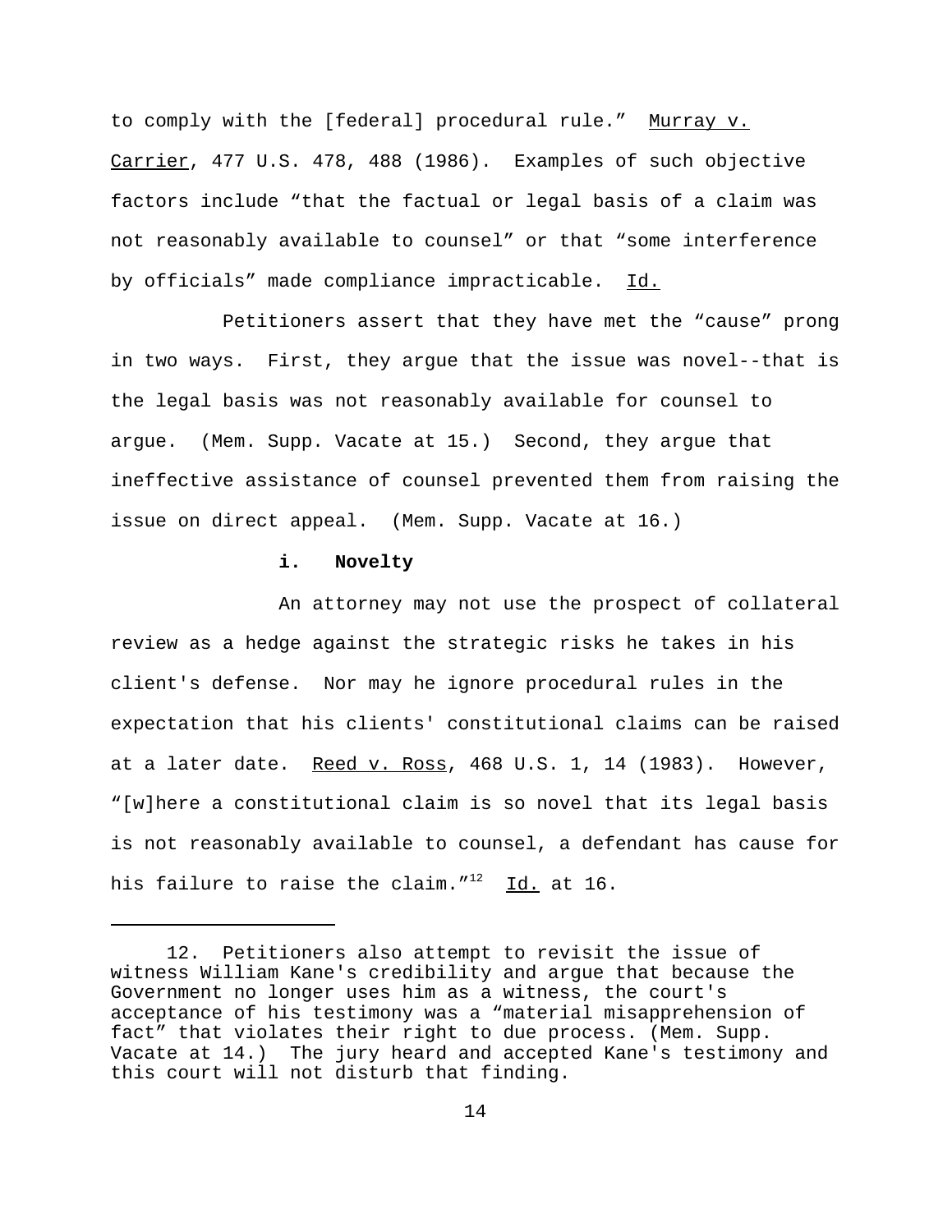to comply with the [federal] procedural rule." Murray v. Carrier, 477 U.S. 478, 488 (1986). Examples of such objective factors include "that the factual or legal basis of a claim was not reasonably available to counsel" or that "some interference by officials" made compliance impracticable. Id.

Petitioners assert that they have met the "cause" prong in two ways. First, they argue that the issue was novel--that is the legal basis was not reasonably available for counsel to argue. (Mem. Supp. Vacate at 15.) Second, they argue that ineffective assistance of counsel prevented them from raising the issue on direct appeal. (Mem. Supp. Vacate at 16.)

**i. Novelty**

An attorney may not use the prospect of collateral review as a hedge against the strategic risks he takes in his client's defense. Nor may he ignore procedural rules in the expectation that his clients' constitutional claims can be raised at a later date. Reed v. Ross, 468 U.S. 1, 14 (1983). However, "[w]here a constitutional claim is so novel that its legal basis is not reasonably available to counsel, a defendant has cause for his failure to raise the claim."[12] Id. at 16.

---

12. Petitioners also attempt to revisit the issue of witness William Kane's credibility and argue that because the Government no longer uses him as a witness, the court's acceptance of his testimony was a "material misapprehension of fact" that violates their right to due process. (Mem. Supp. Vacate at 14.) The jury heard and accepted Kane's testimony and this court will not disturb that finding.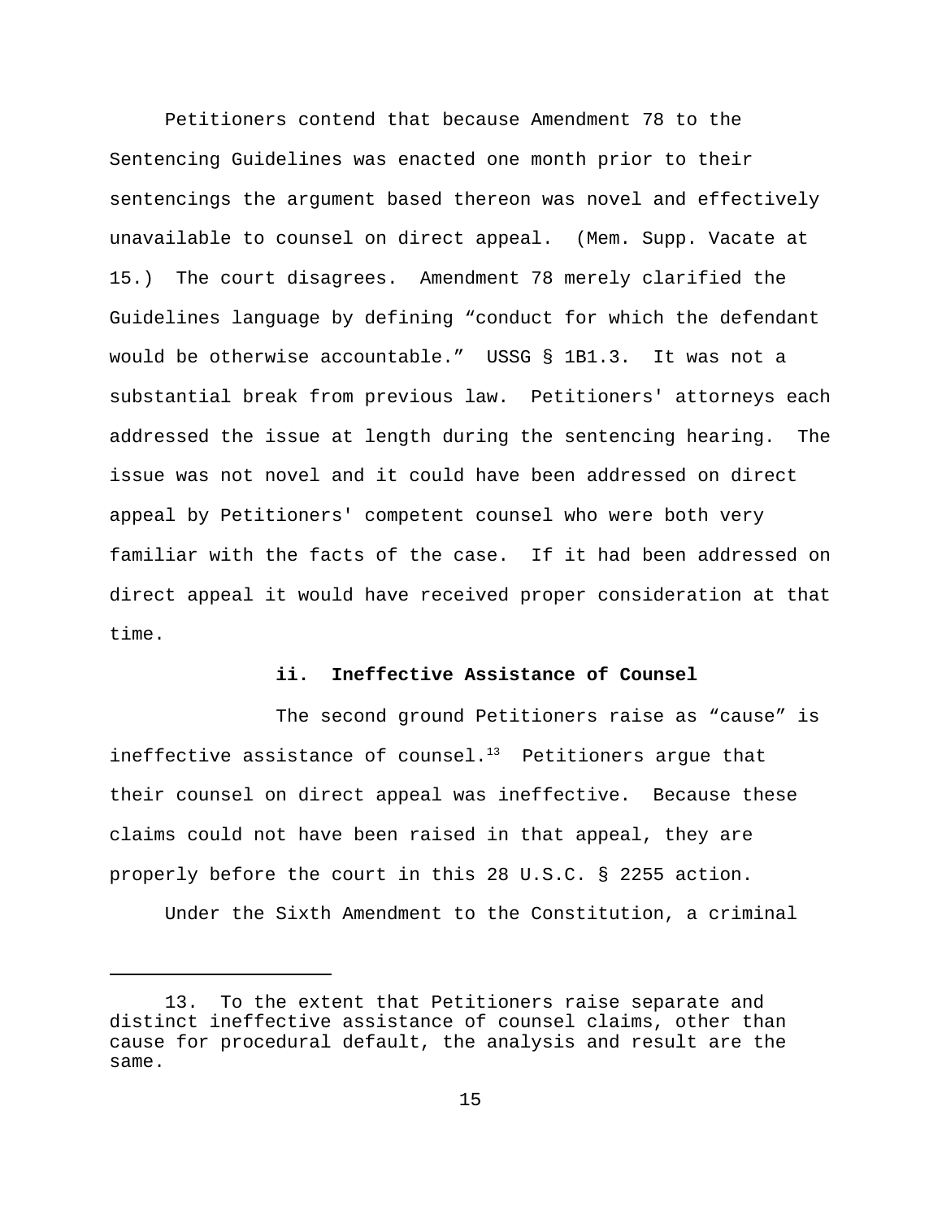Petitioners contend that because Amendment 78 to the Sentencing Guidelines was enacted one month prior to their sentencings the argument based thereon was novel and effectively unavailable to counsel on direct appeal. (Mem. Supp. Vacate at 15.) The court disagrees. Amendment 78 merely clarified the Guidelines language by defining "conduct for which the defendant would be otherwise accountable." USSG § 1B1.3. It was not a substantial break from previous law. Petitioners' attorneys each addressed the issue at length during the sentencing hearing. The issue was not novel and it could have been addressed on direct appeal by Petitioners' competent counsel who were both very familiar with the facts of the case. If it had been addressed on direct appeal it would have received proper consideration at that time.

**ii. Ineffective Assistance of Counsel**

The second ground Petitioners raise as "cause" is ineffective assistance of counsel.[13] Petitioners argue that their counsel on direct appeal was ineffective. Because these claims could not have been raised in that appeal, they are properly before the court in this 28 U.S.C. § 2255 action.

Under the Sixth Amendment to the Constitution, a criminal

---

13. To the extent that Petitioners raise separate and distinct ineffective assistance of counsel claims, other than cause for procedural default, the analysis and result are the same.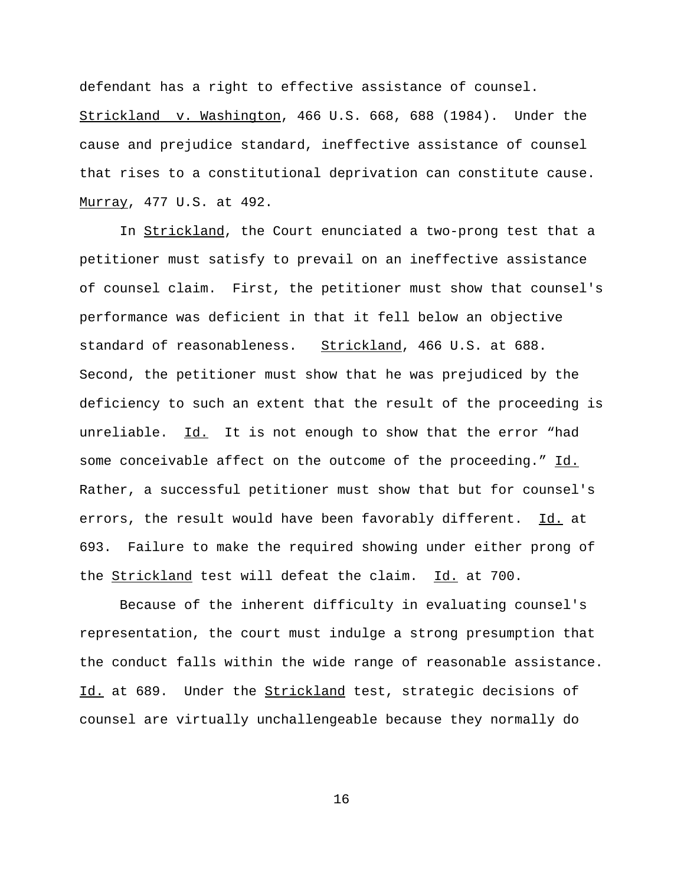defendant has a right to effective assistance of counsel. Strickland v. Washington, 466 U.S. 668, 688 (1984). Under the cause and prejudice standard, ineffective assistance of counsel that rises to a constitutional deprivation can constitute cause. Murray, 477 U.S. at 492.

In Strickland, the Court enunciated a two-prong test that a petitioner must satisfy to prevail on an ineffective assistance of counsel claim. First, the petitioner must show that counsel's performance was deficient in that it fell below an objective standard of reasonableness. Strickland, 466 U.S. at 688. Second, the petitioner must show that he was prejudiced by the deficiency to such an extent that the result of the proceeding is unreliable. Id. It is not enough to show that the error "had some conceivable affect on the outcome of the proceeding." Id. Rather, a successful petitioner must show that but for counsel's errors, the result would have been favorably different. Id. at 693. Failure to make the required showing under either prong of the Strickland test will defeat the claim. Id. at 700.

Because of the inherent difficulty in evaluating counsel's representation, the court must indulge a strong presumption that the conduct falls within the wide range of reasonable assistance. Id. at 689. Under the Strickland test, strategic decisions of counsel are virtually unchallengeable because they normally do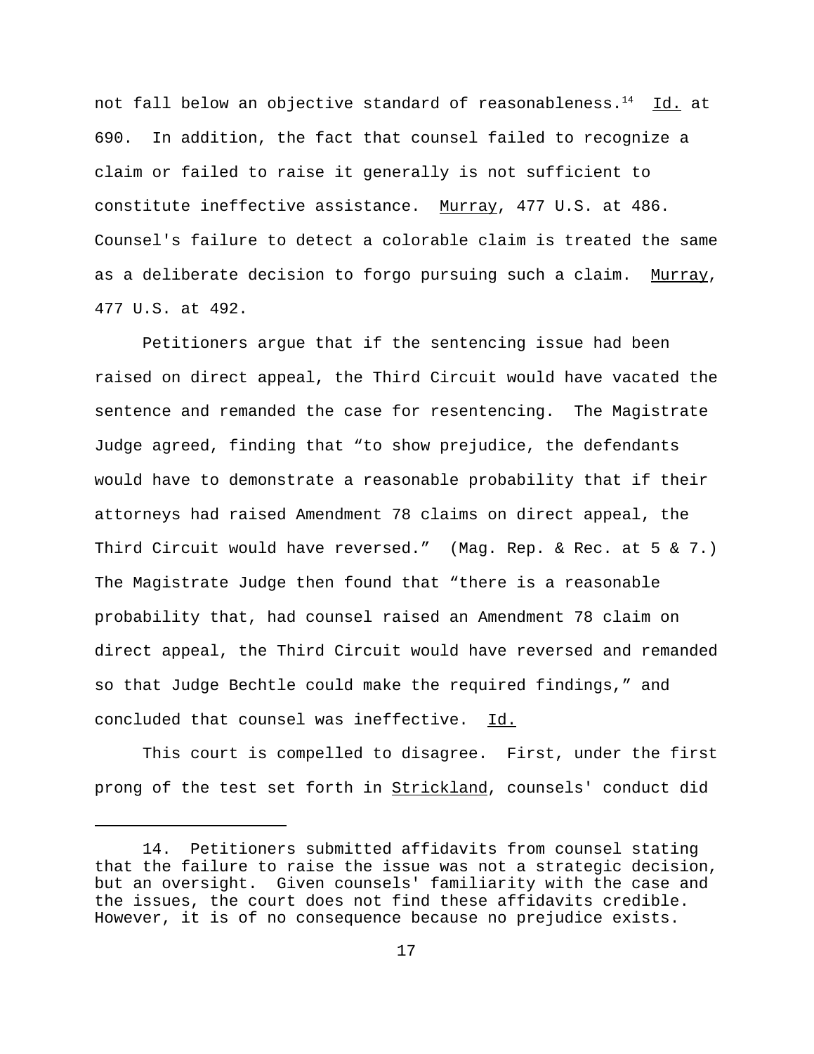not fall below an objective standard of reasonableness.[14] Id. at 690. In addition, the fact that counsel failed to recognize a claim or failed to raise it generally is not sufficient to constitute ineffective assistance. Murray, 477 U.S. at 486. Counsel's failure to detect a colorable claim is treated the same as a deliberate decision to forgo pursuing such a claim. Murray, 477 U.S. at 492.

Petitioners argue that if the sentencing issue had been raised on direct appeal, the Third Circuit would have vacated the sentence and remanded the case for resentencing. The Magistrate Judge agreed, finding that "to show prejudice, the defendants would have to demonstrate a reasonable probability that if their attorneys had raised Amendment 78 claims on direct appeal, the Third Circuit would have reversed." (Mag. Rep. & Rec. at 5 & 7.) The Magistrate Judge then found that "there is a reasonable probability that, had counsel raised an Amendment 78 claim on direct appeal, the Third Circuit would have reversed and remanded so that Judge Bechtle could make the required findings," and concluded that counsel was ineffective. Id.

This court is compelled to disagree. First, under the first prong of the test set forth in Strickland, counsels' conduct did

---

14. Petitioners submitted affidavits from counsel stating that the failure to raise the issue was not a strategic decision, but an oversight. Given counsels' familiarity with the case and the issues, the court does not find these affidavits credible. However, it is of no consequence because no prejudice exists.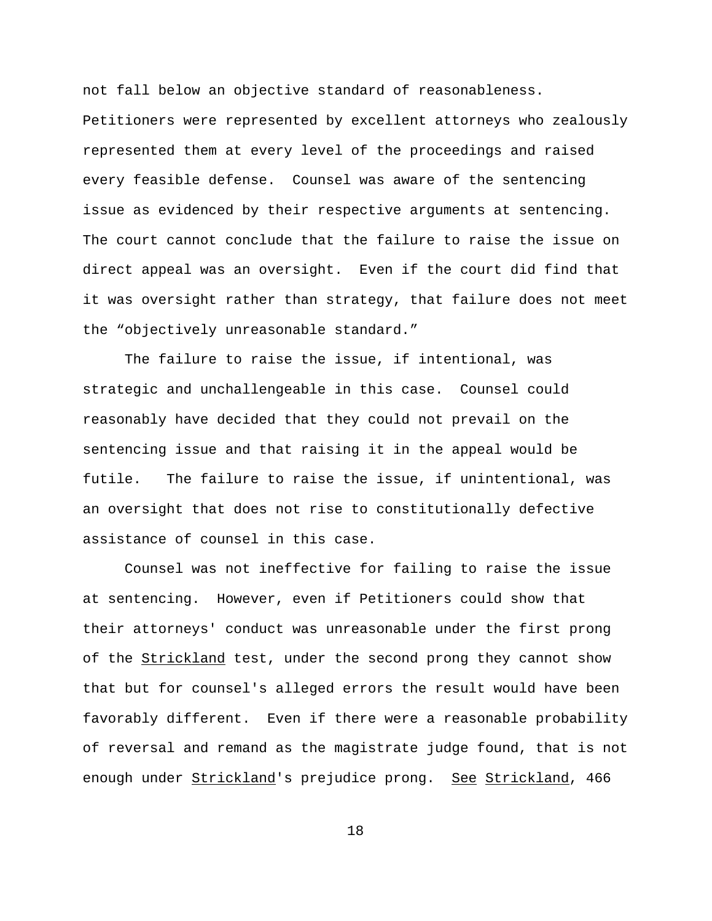not fall below an objective standard of reasonableness. Petitioners were represented by excellent attorneys who zealously represented them at every level of the proceedings and raised every feasible defense. Counsel was aware of the sentencing issue as evidenced by their respective arguments at sentencing. The court cannot conclude that the failure to raise the issue on direct appeal was an oversight. Even if the court did find that it was oversight rather than strategy, that failure does not meet the "objectively unreasonable standard."

The failure to raise the issue, if intentional, was strategic and unchallengeable in this case. Counsel could reasonably have decided that they could not prevail on the sentencing issue and that raising it in the appeal would be futile. The failure to raise the issue, if unintentional, was an oversight that does not rise to constitutionally defective assistance of counsel in this case.

Counsel was not ineffective for failing to raise the issue at sentencing. However, even if Petitioners could show that their attorneys' conduct was unreasonable under the first prong of the Strickland test, under the second prong they cannot show that but for counsel's alleged errors the result would have been favorably different. Even if there were a reasonable probability of reversal and remand as the magistrate judge found, that is not enough under Strickland's prejudice prong. See Strickland, 466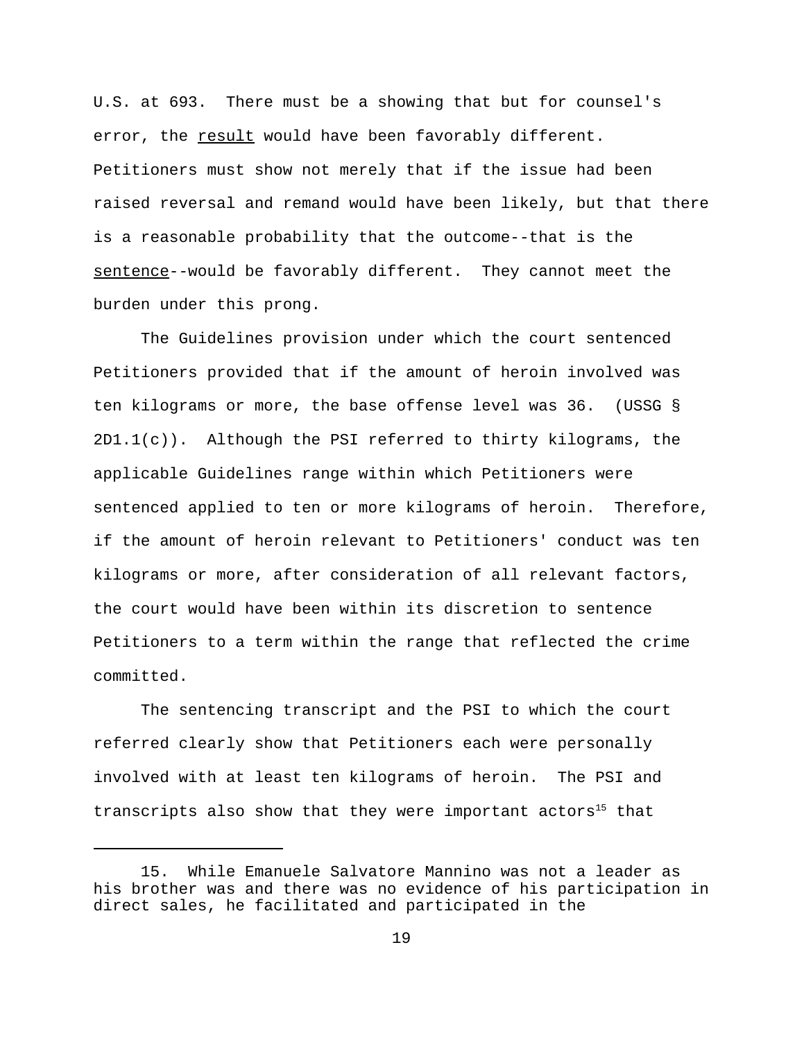U.S. at 693. There must be a showing that but for counsel's error, the <u>result</u> would have been favorably different. Petitioners must show not merely that if the issue had been raised reversal and remand would have been likely, but that there is a reasonable probability that the outcome--that is the <u>sentence</u>--would be favorably different. They cannot meet the burden under this prong.

The Guidelines provision under which the court sentenced Petitioners provided that if the amount of heroin involved was ten kilograms or more, the base offense level was 36. (USSG § 2D1.1(c)). Although the PSI referred to thirty kilograms, the applicable Guidelines range within which Petitioners were sentenced applied to ten or more kilograms of heroin. Therefore, if the amount of heroin relevant to Petitioners' conduct was ten kilograms or more, after consideration of all relevant factors, the court would have been within its discretion to sentence Petitioners to a term within the range that reflected the crime committed.

The sentencing transcript and the PSI to which the court referred clearly show that Petitioners each were personally involved with at least ten kilograms of heroin. The PSI and transcripts also show that they were important actors[15] that

---

15. While Emanuele Salvatore Mannino was not a leader as his brother was and there was no evidence of his participation in direct sales, he facilitated and participated in the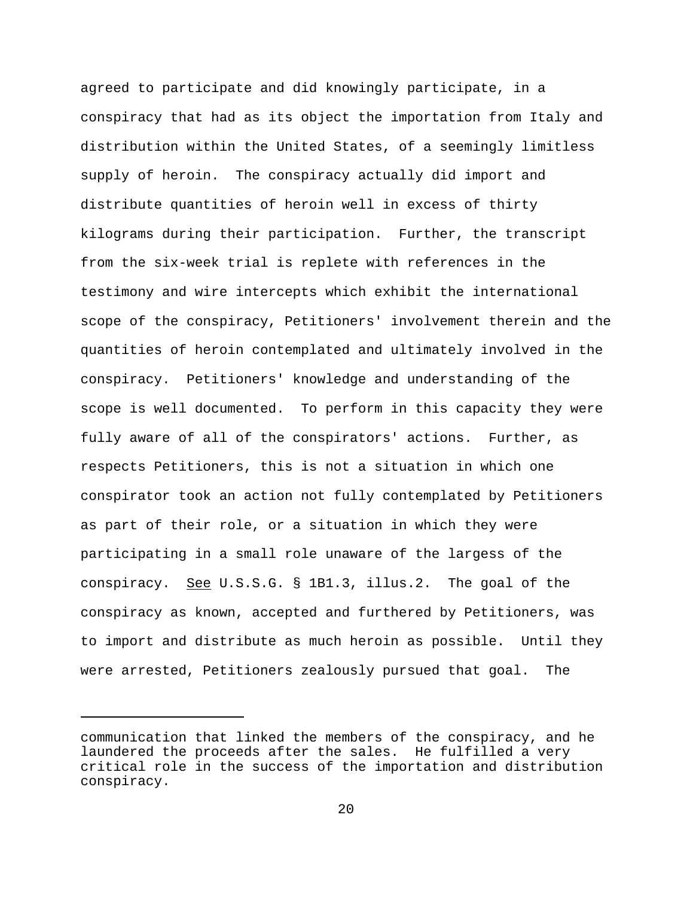agreed to participate and did knowingly participate, in a conspiracy that had as its object the importation from Italy and distribution within the United States, of a seemingly limitless supply of heroin. The conspiracy actually did import and distribute quantities of heroin well in excess of thirty kilograms during their participation. Further, the transcript from the six-week trial is replete with references in the testimony and wire intercepts which exhibit the international scope of the conspiracy, Petitioners' involvement therein and the quantities of heroin contemplated and ultimately involved in the conspiracy. Petitioners' knowledge and understanding of the scope is well documented. To perform in this capacity they were fully aware of all of the conspirators' actions. Further, as respects Petitioners, this is not a situation in which one conspirator took an action not fully contemplated by Petitioners as part of their role, or a situation in which they were participating in a small role unaware of the largess of the conspiracy. See U.S.S.G. § 1B1.3, illus.2. The goal of the conspiracy as known, accepted and furthered by Petitioners, was to import and distribute as much heroin as possible. Until they were arrested, Petitioners zealously pursued that goal. The

---

communication that linked the members of the conspiracy, and he laundered the proceeds after the sales. He fulfilled a very critical role in the success of the importation and distribution conspiracy.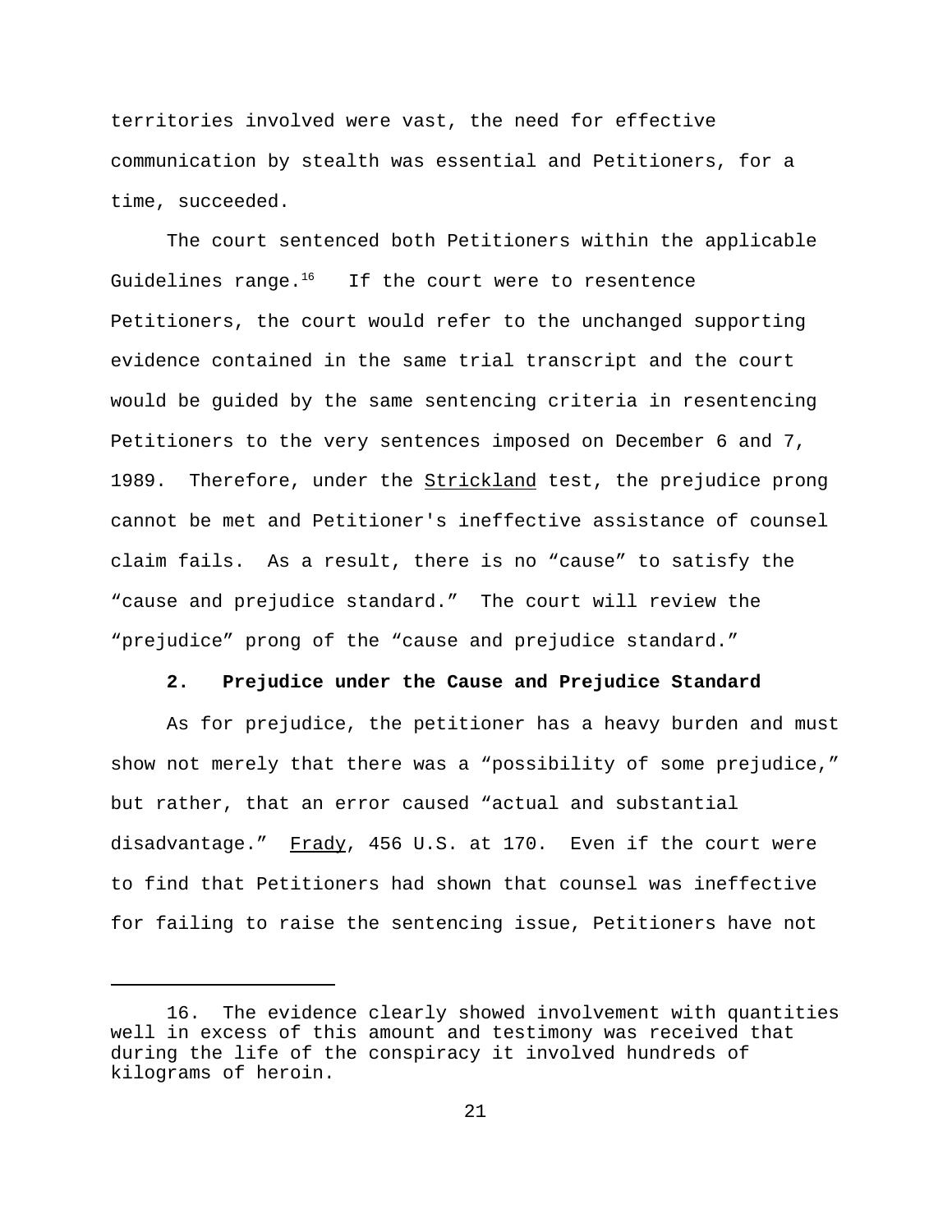territories involved were vast, the need for effective communication by stealth was essential and Petitioners, for a time, succeeded.

The court sentenced both Petitioners within the applicable Guidelines range.[16] If the court were to resentence Petitioners, the court would refer to the unchanged supporting evidence contained in the same trial transcript and the court would be guided by the same sentencing criteria in resentencing Petitioners to the very sentences imposed on December 6 and 7, 1989. Therefore, under the Strickland test, the prejudice prong cannot be met and Petitioner's ineffective assistance of counsel claim fails. As a result, there is no “cause” to satisfy the “cause and prejudice standard.” The court will review the “prejudice” prong of the “cause and prejudice standard.”

**2. Prejudice under the Cause and Prejudice Standard**

As for prejudice, the petitioner has a heavy burden and must show not merely that there was a “possibility of some prejudice,” but rather, that an error caused “actual and substantial disadvantage.” Frady, 456 U.S. at 170. Even if the court were to find that Petitioners had shown that counsel was ineffective for failing to raise the sentencing issue, Petitioners have not

---

16. The evidence clearly showed involvement with quantities well in excess of this amount and testimony was received that during the life of the conspiracy it involved hundreds of kilograms of heroin.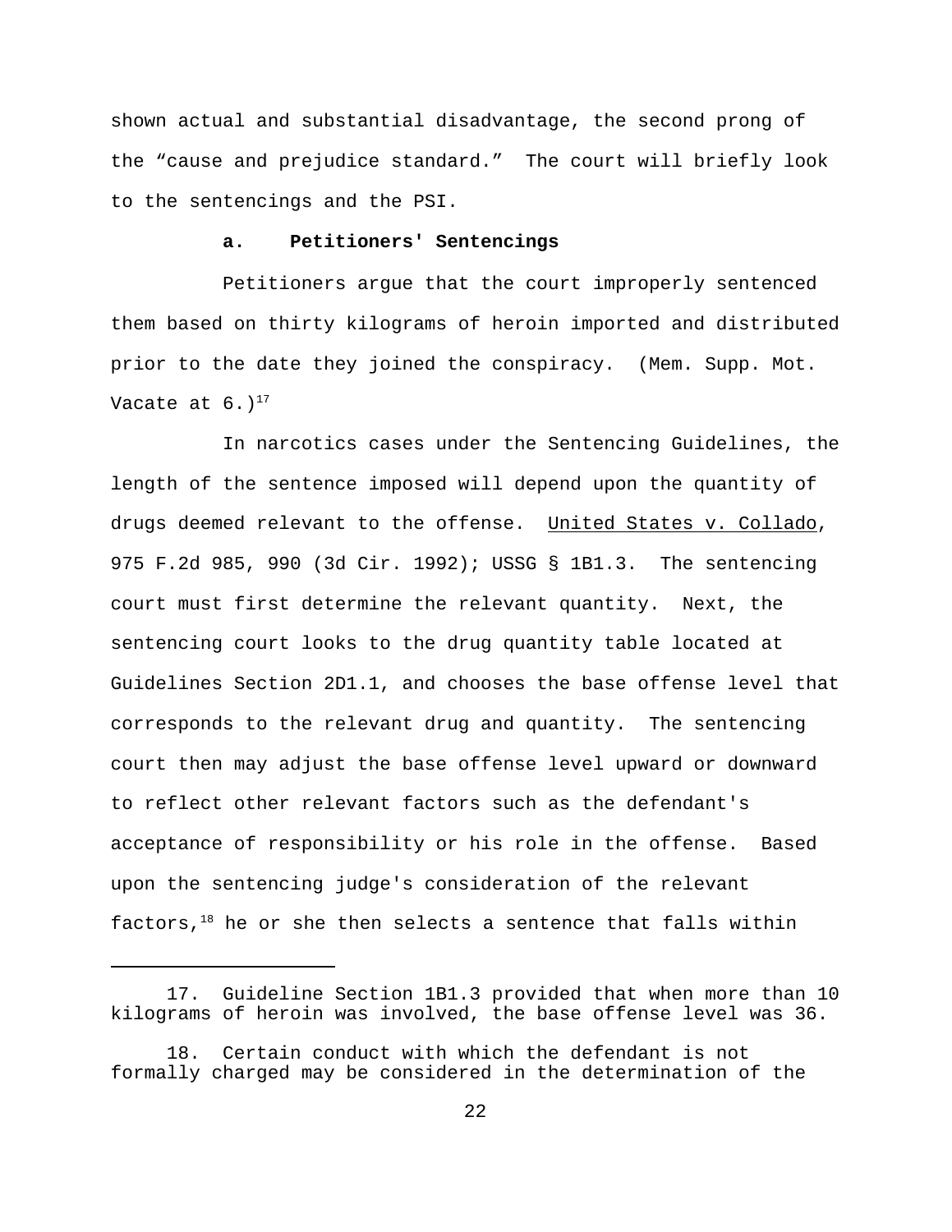shown actual and substantial disadvantage, the second prong of the "cause and prejudice standard." The court will briefly look to the sentencings and the PSI.

**a. Petitioners' Sentencings**

Petitioners argue that the court improperly sentenced them based on thirty kilograms of heroin imported and distributed prior to the date they joined the conspiracy. (Mem. Supp. Mot. Vacate at 6.)[17]

In narcotics cases under the Sentencing Guidelines, the length of the sentence imposed will depend upon the quantity of drugs deemed relevant to the offense. United States v. Collado, 975 F.2d 985, 990 (3d Cir. 1992); USSG § 1B1.3. The sentencing court must first determine the relevant quantity. Next, the sentencing court looks to the drug quantity table located at Guidelines Section 2D1.1, and chooses the base offense level that corresponds to the relevant drug and quantity. The sentencing court then may adjust the base offense level upward or downward to reflect other relevant factors such as the defendant's acceptance of responsibility or his role in the offense. Based upon the sentencing judge's consideration of the relevant factors,[18] he or she then selects a sentence that falls within

---

17. Guideline Section 1B1.3 provided that when more than 10 kilograms of heroin was involved, the base offense level was 36.

18. Certain conduct with which the defendant is not formally charged may be considered in the determination of the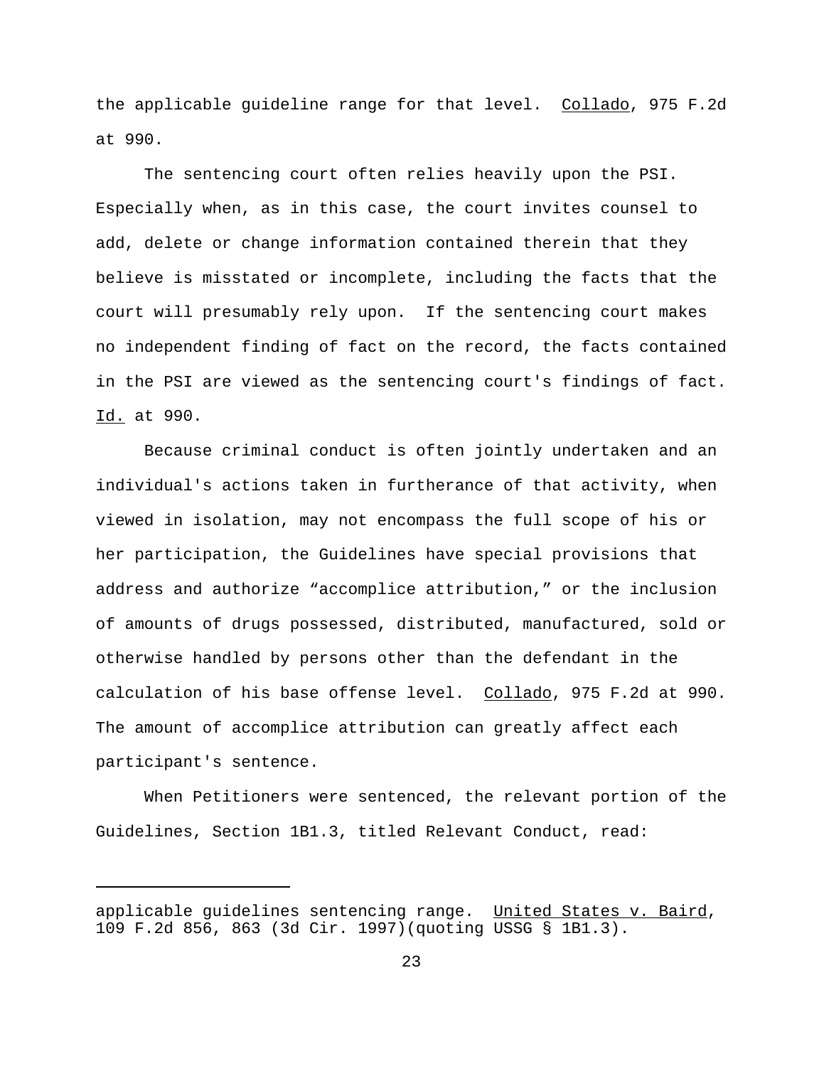the applicable guideline range for that level. Collado, 975 F.2d at 990.

The sentencing court often relies heavily upon the PSI. Especially when, as in this case, the court invites counsel to add, delete or change information contained therein that they believe is misstated or incomplete, including the facts that the court will presumably rely upon. If the sentencing court makes no independent finding of fact on the record, the facts contained in the PSI are viewed as the sentencing court's findings of fact. Id. at 990.

Because criminal conduct is often jointly undertaken and an individual's actions taken in furtherance of that activity, when viewed in isolation, may not encompass the full scope of his or her participation, the Guidelines have special provisions that address and authorize "accomplice attribution," or the inclusion of amounts of drugs possessed, distributed, manufactured, sold or otherwise handled by persons other than the defendant in the calculation of his base offense level. Collado, 975 F.2d at 990. The amount of accomplice attribution can greatly affect each participant's sentence.

When Petitioners were sentenced, the relevant portion of the Guidelines, Section 1B1.3, titled Relevant Conduct, read:

---

applicable guidelines sentencing range. United States v. Baird, 109 F.2d 856, 863 (3d Cir. 1997)(quoting USSG § 1B1.3).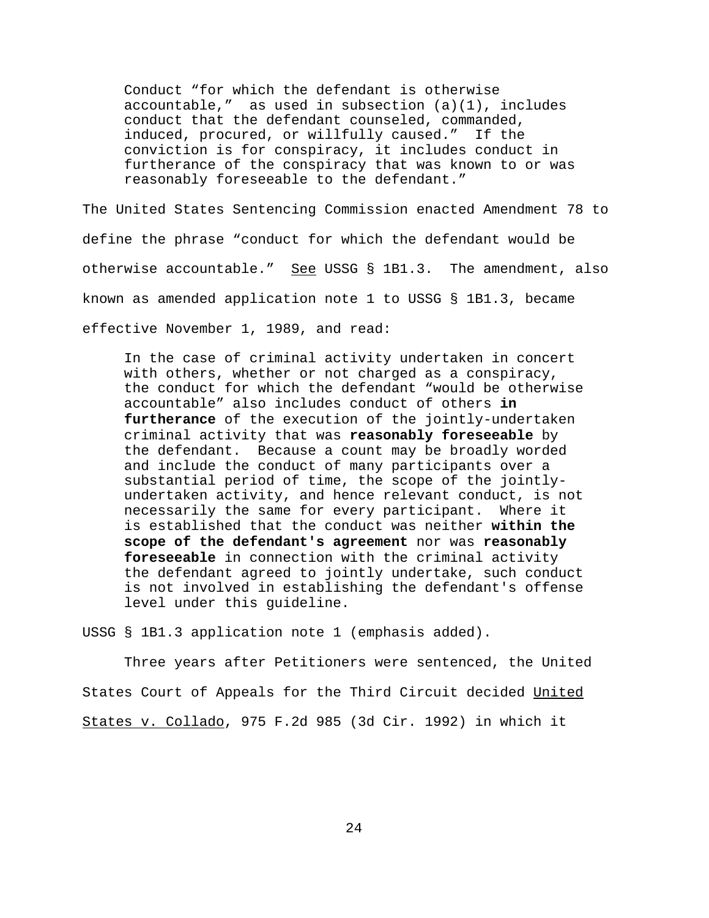> Conduct "for which the defendant is otherwise accountable," as used in subsection (a)(1), includes conduct that the defendant counseled, commanded, induced, procured, or willfully caused." If the conviction is for conspiracy, it includes conduct in furtherance of the conspiracy that was known to or was reasonably foreseeable to the defendant."

The United States Sentencing Commission enacted Amendment 78 to define the phrase "conduct for which the defendant would be otherwise accountable." See USSG § 1B1.3. The amendment, also known as amended application note 1 to USSG § 1B1.3, became effective November 1, 1989, and read:

> In the case of criminal activity undertaken in concert with others, whether or not charged as a conspiracy, the conduct for which the defendant "would be otherwise accountable" also includes conduct of others **in furtherance** of the execution of the jointly-undertaken criminal activity that was **reasonably foreseeable** by the defendant. Because a count may be broadly worded and include the conduct of many participants over a substantial period of time, the scope of the jointly-undertaken activity, and hence relevant conduct, is not necessarily the same for every participant. Where it is established that the conduct was neither **within the scope of the defendant's agreement** nor was **reasonably foreseeable** in connection with the criminal activity the defendant agreed to jointly undertake, such conduct is not involved in establishing the defendant's offense level under this guideline.

USSG § 1B1.3 application note 1 (emphasis added).

Three years after Petitioners were sentenced, the United States Court of Appeals for the Third Circuit decided United States v. Collado, 975 F.2d 985 (3d Cir. 1992) in which it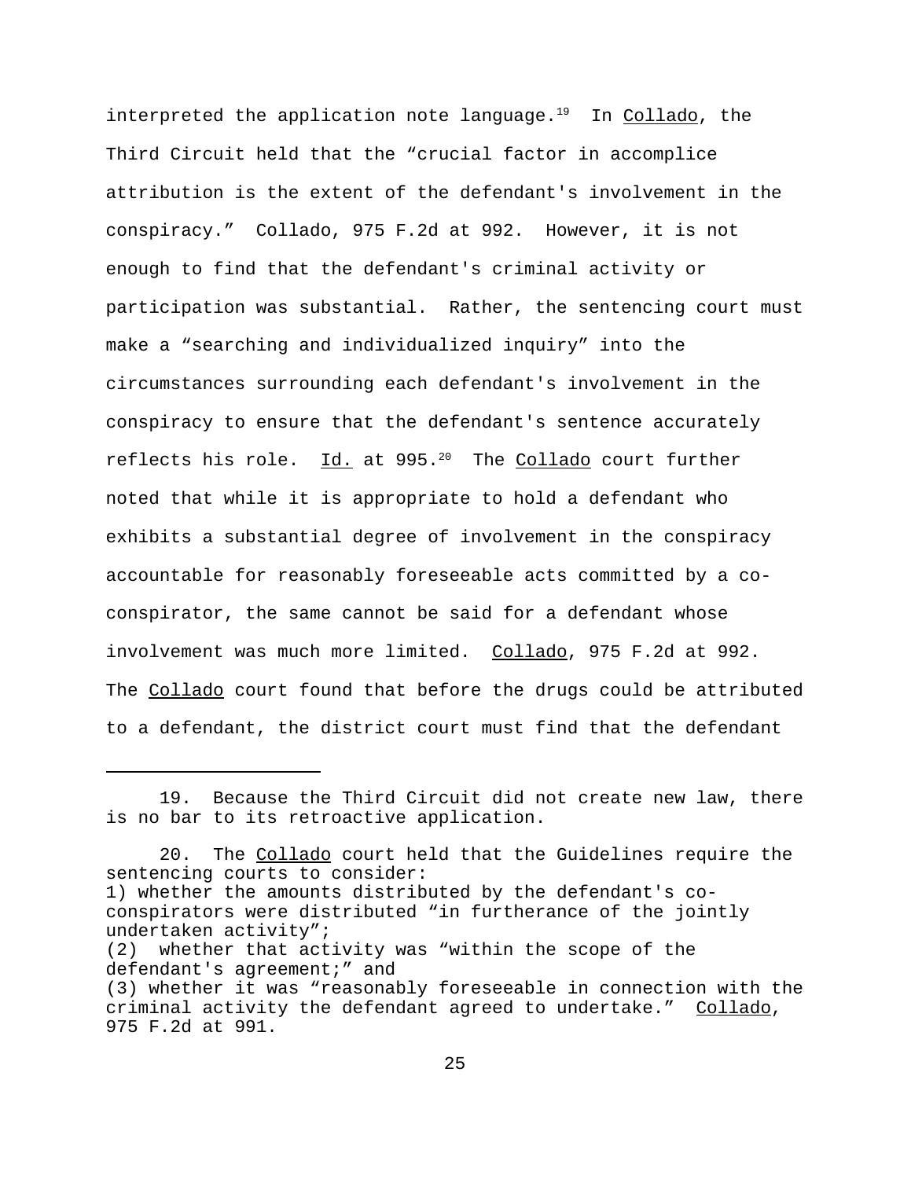interpreted the application note language.[19] In Collado, the Third Circuit held that the "crucial factor in accomplice attribution is the extent of the defendant's involvement in the conspiracy." Collado, 975 F.2d at 992. However, it is not enough to find that the defendant's criminal activity or participation was substantial. Rather, the sentencing court must make a "searching and individualized inquiry" into the circumstances surrounding each defendant's involvement in the conspiracy to ensure that the defendant's sentence accurately reflects his role. Id. at 995.[20] The Collado court further noted that while it is appropriate to hold a defendant who exhibits a substantial degree of involvement in the conspiracy accountable for reasonably foreseeable acts committed by a co-conspirator, the same cannot be said for a defendant whose involvement was much more limited. Collado, 975 F.2d at 992. The Collado court found that before the drugs could be attributed to a defendant, the district court must find that the defendant

---

19. Because the Third Circuit did not create new law, there is no bar to its retroactive application.

20. The Collado court held that the Guidelines require the sentencing courts to consider:
1) whether the amounts distributed by the defendant's co-conspirators were distributed "in furtherance of the jointly undertaken activity";
(2) whether that activity was "within the scope of the defendant's agreement;" and
(3) whether it was "reasonably foreseeable in connection with the criminal activity the defendant agreed to undertake." Collado, 975 F.2d at 991.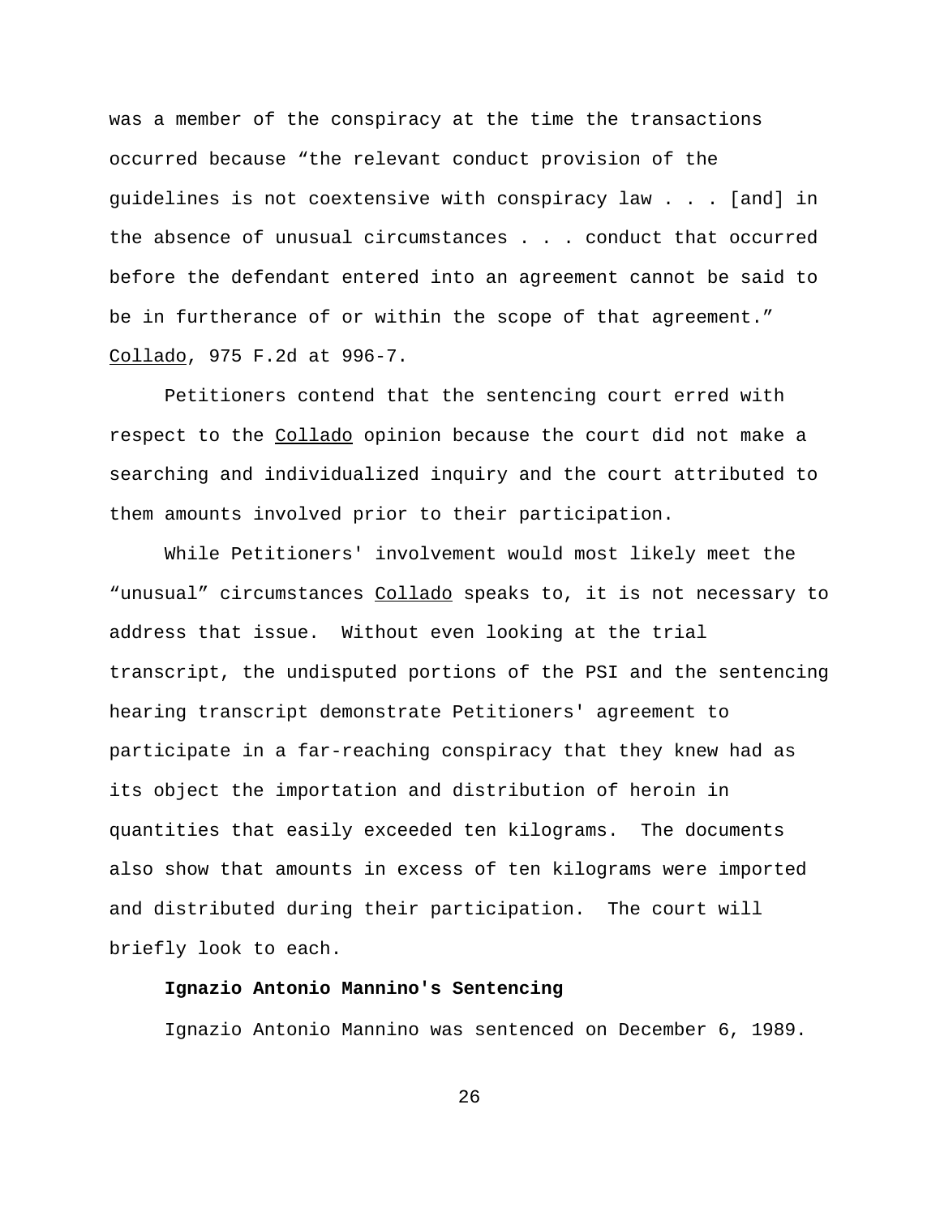was a member of the conspiracy at the time the transactions occurred because "the relevant conduct provision of the guidelines is not coextensive with conspiracy law . . . [and] in the absence of unusual circumstances . . . conduct that occurred before the defendant entered into an agreement cannot be said to be in furtherance of or within the scope of that agreement." Collado, 975 F.2d at 996-7.

Petitioners contend that the sentencing court erred with respect to the Collado opinion because the court did not make a searching and individualized inquiry and the court attributed to them amounts involved prior to their participation.

While Petitioners' involvement would most likely meet the "unusual" circumstances Collado speaks to, it is not necessary to address that issue. Without even looking at the trial transcript, the undisputed portions of the PSI and the sentencing hearing transcript demonstrate Petitioners' agreement to participate in a far-reaching conspiracy that they knew had as its object the importation and distribution of heroin in quantities that easily exceeded ten kilograms. The documents also show that amounts in excess of ten kilograms were imported and distributed during their participation. The court will briefly look to each.

**Ignazio Antonio Mannino's Sentencing**

Ignazio Antonio Mannino was sentenced on December 6, 1989.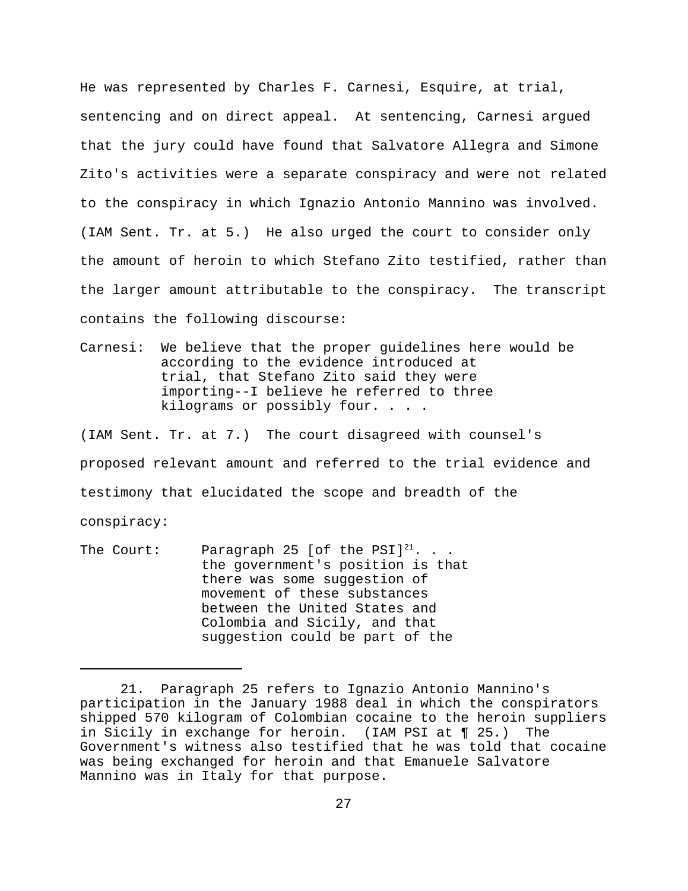He was represented by Charles F. Carnesi, Esquire, at trial, sentencing and on direct appeal. At sentencing, Carnesi argued that the jury could have found that Salvatore Allegra and Simone Zito's activities were a separate conspiracy and were not related to the conspiracy in which Ignazio Antonio Mannino was involved. (IAM Sent. Tr. at 5.) He also urged the court to consider only the amount of heroin to which Stefano Zito testified, rather than the larger amount attributable to the conspiracy. The transcript contains the following discourse:

> Carnesi: We believe that the proper guidelines here would be according to the evidence introduced at trial, that Stefano Zito said they were importing--I believe he referred to three kilograms or possibly four. . . .

(IAM Sent. Tr. at 7.) The court disagreed with counsel's proposed relevant amount and referred to the trial evidence and testimony that elucidated the scope and breadth of the conspiracy:

> The Court: Paragraph 25 [of the PSI][21]. . . the government's position is that there was some suggestion of movement of these substances between the United States and Colombia and Sicily, and that suggestion could be part of the

---

21. Paragraph 25 refers to Ignazio Antonio Mannino's participation in the January 1988 deal in which the conspirators shipped 570 kilogram of Colombian cocaine to the heroin suppliers in Sicily in exchange for heroin. (IAM PSI at ¶ 25.) The Government's witness also testified that he was told that cocaine was being exchanged for heroin and that Emanuele Salvatore Mannino was in Italy for that purpose.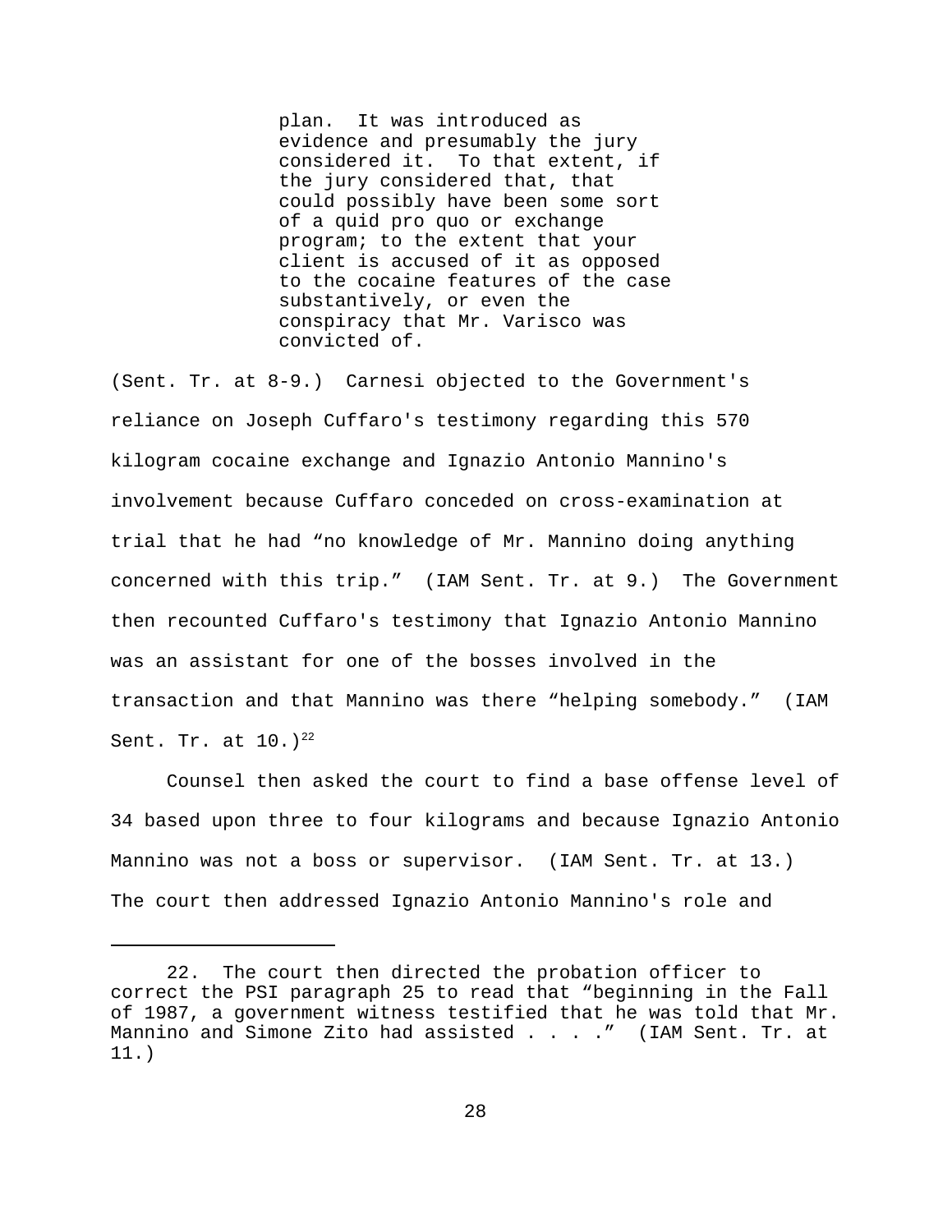> plan. It was introduced as evidence and presumably the jury considered it. To that extent, if the jury considered that, that could possibly have been some sort of a quid pro quo or exchange program; to the extent that your client is accused of it as opposed to the cocaine features of the case substantively, or even the conspiracy that Mr. Varisco was convicted of.

(Sent. Tr. at 8-9.) Carnesi objected to the Government's reliance on Joseph Cuffaro's testimony regarding this 570 kilogram cocaine exchange and Ignazio Antonio Mannino's involvement because Cuffaro conceded on cross-examination at trial that he had "no knowledge of Mr. Mannino doing anything concerned with this trip." (IAM Sent. Tr. at 9.) The Government then recounted Cuffaro's testimony that Ignazio Antonio Mannino was an assistant for one of the bosses involved in the transaction and that Mannino was there "helping somebody." (IAM Sent. Tr. at 10.)[22]

Counsel then asked the court to find a base offense level of 34 based upon three to four kilograms and because Ignazio Antonio Mannino was not a boss or supervisor. (IAM Sent. Tr. at 13.) The court then addressed Ignazio Antonio Mannino's role and

---

22. The court then directed the probation officer to correct the PSI paragraph 25 to read that "beginning in the Fall of 1987, a government witness testified that he was told that Mr. Mannino and Simone Zito had assisted . . . ." (IAM Sent. Tr. at 11.)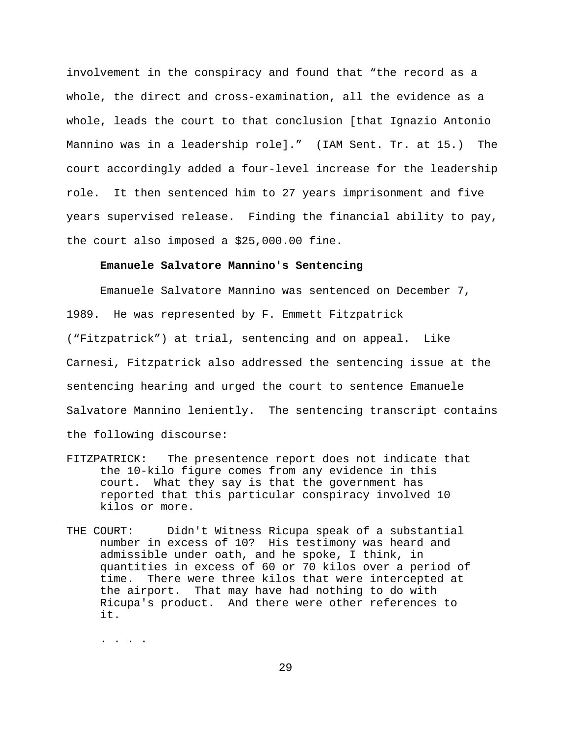involvement in the conspiracy and found that "the record as a whole, the direct and cross-examination, all the evidence as a whole, leads the court to that conclusion [that Ignazio Antonio Mannino was in a leadership role]." (IAM Sent. Tr. at 15.) The court accordingly added a four-level increase for the leadership role. It then sentenced him to 27 years imprisonment and five years supervised release. Finding the financial ability to pay, the court also imposed a $25,000.00 fine.

**Emanuele Salvatore Mannino's Sentencing**

Emanuele Salvatore Mannino was sentenced on December 7, 1989. He was represented by F. Emmett Fitzpatrick ("Fitzpatrick") at trial, sentencing and on appeal. Like Carnesi, Fitzpatrick also addressed the sentencing issue at the sentencing hearing and urged the court to sentence Emanuele Salvatore Mannino leniently. The sentencing transcript contains the following discourse:

FITZPATRICK: The presentence report does not indicate that the 10-kilo figure comes from any evidence in this court. What they say is that the government has reported that this particular conspiracy involved 10 kilos or more.

THE COURT: Didn't Witness Ricupa speak of a substantial number in excess of 10? His testimony was heard and admissible under oath, and he spoke, I think, in quantities in excess of 60 or 70 kilos over a period of time. There were three kilos that were intercepted at the airport. That may have had nothing to do with Ricupa's product. And there were other references to it.

. . . .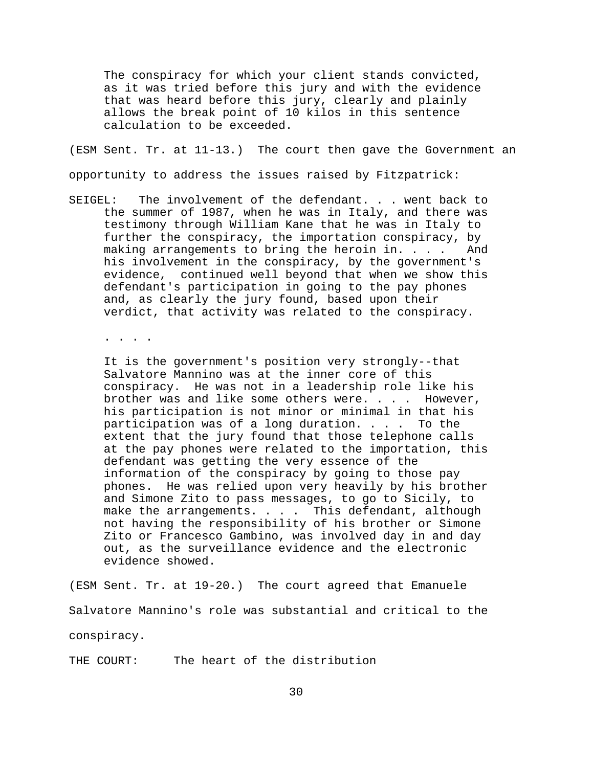> The conspiracy for which your client stands convicted, as it was tried before this jury and with the evidence that was heard before this jury, clearly and plainly allows the break point of 10 kilos in this sentence calculation to be exceeded.

(ESM Sent. Tr. at 11-13.) The court then gave the Government an opportunity to address the issues raised by Fitzpatrick:

SEIGEL: The involvement of the defendant. . . went back to the summer of 1987, when he was in Italy, and there was testimony through William Kane that he was in Italy to further the conspiracy, the importation conspiracy, by making arrangements to bring the heroin in. . . . And his involvement in the conspiracy, by the government's evidence, continued well beyond that when we show this defendant's participation in going to the pay phones and, as clearly the jury found, based upon their verdict, that activity was related to the conspiracy.

> . . . .
>
> It is the government's position very strongly--that Salvatore Mannino was at the inner core of this conspiracy. He was not in a leadership role like his brother was and like some others were. . . . However, his participation is not minor or minimal in that his participation was of a long duration. . . . To the extent that the jury found that those telephone calls at the pay phones were related to the importation, this defendant was getting the very essence of the information of the conspiracy by going to those pay phones. He was relied upon very heavily by his brother and Simone Zito to pass messages, to go to Sicily, to make the arrangements. . . . This defendant, although not having the responsibility of his brother or Simone Zito or Francesco Gambino, was involved day in and day out, as the surveillance evidence and the electronic evidence showed.

(ESM Sent. Tr. at 19-20.) The court agreed that Emanuele Salvatore Mannino's role was substantial and critical to the conspiracy.

THE COURT: The heart of the distribution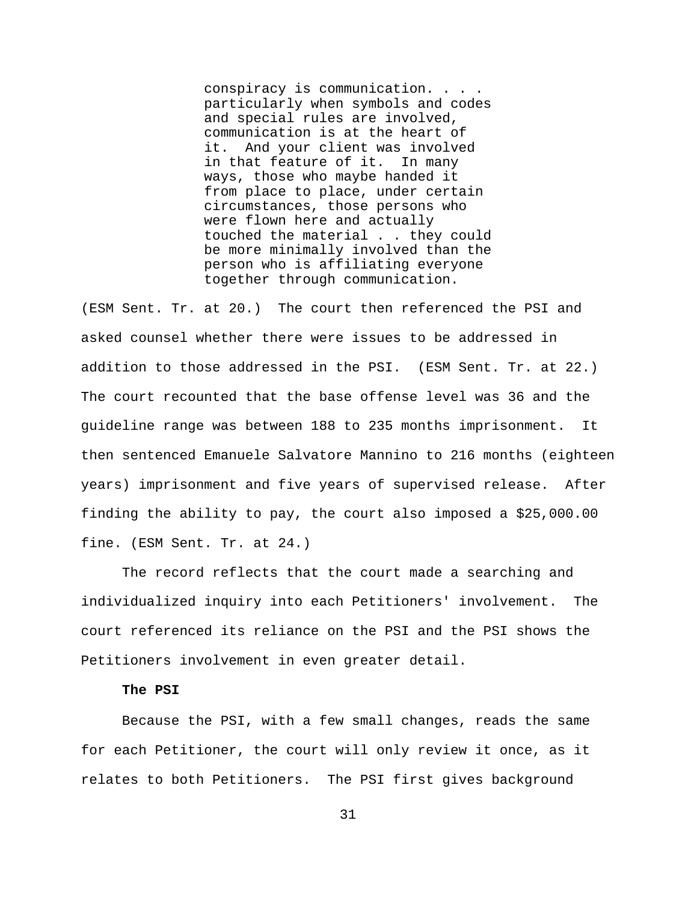> conspiracy is communication. . . . particularly when symbols and codes and special rules are involved, communication is at the heart of it. And your client was involved in that feature of it. In many ways, those who maybe handed it from place to place, under certain circumstances, those persons who were flown here and actually touched the material . . they could be more minimally involved than the person who is affiliating everyone together through communication.

(ESM Sent. Tr. at 20.) The court then referenced the PSI and asked counsel whether there were issues to be addressed in addition to those addressed in the PSI. (ESM Sent. Tr. at 22.) The court recounted that the base offense level was 36 and the guideline range was between 188 to 235 months imprisonment. It then sentenced Emanuele Salvatore Mannino to 216 months (eighteen years) imprisonment and five years of supervised release. After finding the ability to pay, the court also imposed a $25,000.00 fine. (ESM Sent. Tr. at 24.)

The record reflects that the court made a searching and individualized inquiry into each Petitioners' involvement. The court referenced its reliance on the PSI and the PSI shows the Petitioners involvement in even greater detail.

**The PSI**

Because the PSI, with a few small changes, reads the same for each Petitioner, the court will only review it once, as it relates to both Petitioners. The PSI first gives background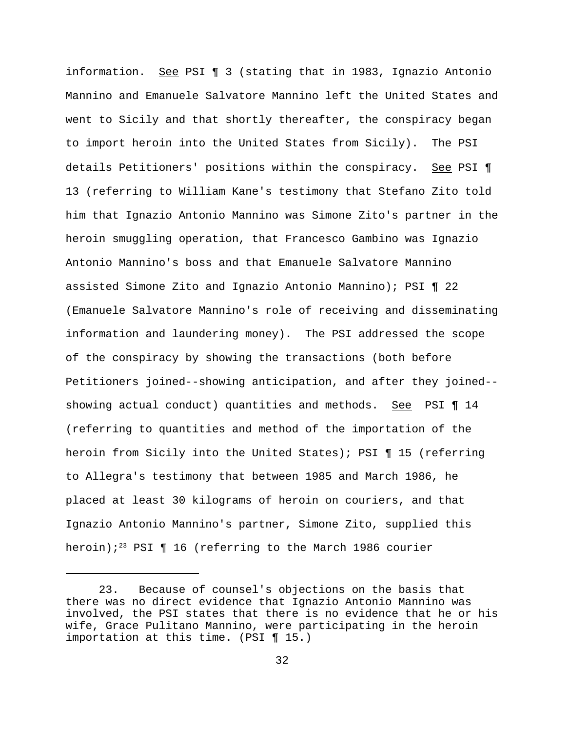information. See PSI ¶ 3 (stating that in 1983, Ignazio Antonio Mannino and Emanuele Salvatore Mannino left the United States and went to Sicily and that shortly thereafter, the conspiracy began to import heroin into the United States from Sicily). The PSI details Petitioners' positions within the conspiracy. See PSI ¶ 13 (referring to William Kane's testimony that Stefano Zito told him that Ignazio Antonio Mannino was Simone Zito's partner in the heroin smuggling operation, that Francesco Gambino was Ignazio Antonio Mannino's boss and that Emanuele Salvatore Mannino assisted Simone Zito and Ignazio Antonio Mannino); PSI ¶ 22 (Emanuele Salvatore Mannino's role of receiving and disseminating information and laundering money). The PSI addressed the scope of the conspiracy by showing the transactions (both before Petitioners joined--showing anticipation, and after they joined--showing actual conduct) quantities and methods. See PSI ¶ 14 (referring to quantities and method of the importation of the heroin from Sicily into the United States); PSI ¶ 15 (referring to Allegra's testimony that between 1985 and March 1986, he placed at least 30 kilograms of heroin on couriers, and that Ignazio Antonio Mannino's partner, Simone Zito, supplied this heroin);[23] PSI ¶ 16 (referring to the March 1986 courier

---

23. Because of counsel's objections on the basis that there was no direct evidence that Ignazio Antonio Mannino was involved, the PSI states that there is no evidence that he or his wife, Grace Pulitano Mannino, were participating in the heroin importation at this time. (PSI ¶ 15.)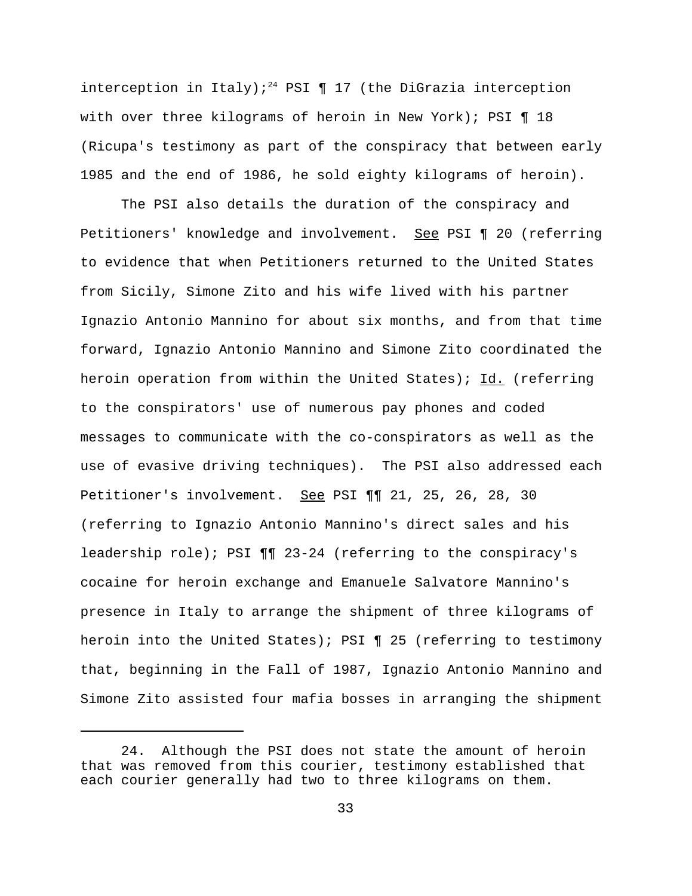interception in Italy);[24] PSI ¶ 17 (the DiGrazia interception with over three kilograms of heroin in New York); PSI ¶ 18 (Ricupa's testimony as part of the conspiracy that between early 1985 and the end of 1986, he sold eighty kilograms of heroin).

The PSI also details the duration of the conspiracy and Petitioners' knowledge and involvement. See PSI ¶ 20 (referring to evidence that when Petitioners returned to the United States from Sicily, Simone Zito and his wife lived with his partner Ignazio Antonio Mannino for about six months, and from that time forward, Ignazio Antonio Mannino and Simone Zito coordinated the heroin operation from within the United States); Id. (referring to the conspirators' use of numerous pay phones and coded messages to communicate with the co-conspirators as well as the use of evasive driving techniques). The PSI also addressed each Petitioner's involvement. See PSI ¶¶ 21, 25, 26, 28, 30 (referring to Ignazio Antonio Mannino's direct sales and his leadership role); PSI ¶¶ 23-24 (referring to the conspiracy's cocaine for heroin exchange and Emanuele Salvatore Mannino's presence in Italy to arrange the shipment of three kilograms of heroin into the United States); PSI ¶ 25 (referring to testimony that, beginning in the Fall of 1987, Ignazio Antonio Mannino and Simone Zito assisted four mafia bosses in arranging the shipment

---

24. Although the PSI does not state the amount of heroin that was removed from this courier, testimony established that each courier generally had two to three kilograms on them.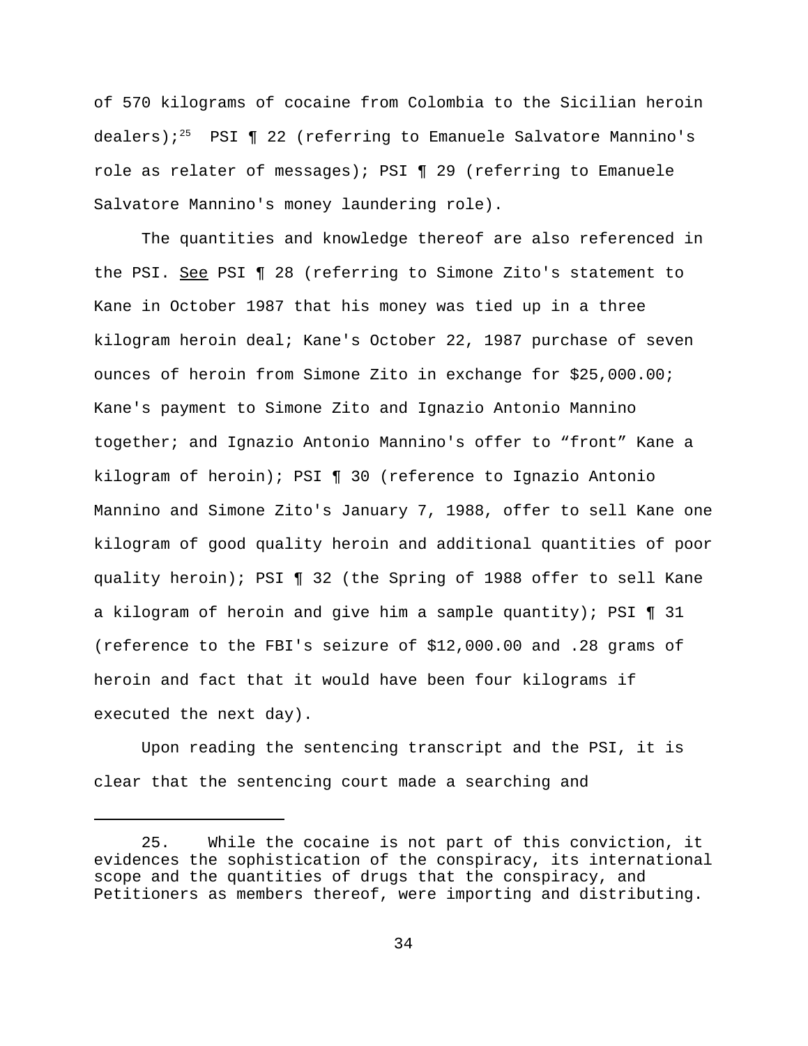of 570 kilograms of cocaine from Colombia to the Sicilian heroin dealers);[25] PSI ¶ 22 (referring to Emanuele Salvatore Mannino's role as relater of messages); PSI ¶ 29 (referring to Emanuele Salvatore Mannino's money laundering role).

The quantities and knowledge thereof are also referenced in the PSI. See PSI ¶ 28 (referring to Simone Zito's statement to Kane in October 1987 that his money was tied up in a three kilogram heroin deal; Kane's October 22, 1987 purchase of seven ounces of heroin from Simone Zito in exchange for $25,000.00; Kane's payment to Simone Zito and Ignazio Antonio Mannino together; and Ignazio Antonio Mannino's offer to “front” Kane a kilogram of heroin); PSI ¶ 30 (reference to Ignazio Antonio Mannino and Simone Zito's January 7, 1988, offer to sell Kane one kilogram of good quality heroin and additional quantities of poor quality heroin); PSI ¶ 32 (the Spring of 1988 offer to sell Kane a kilogram of heroin and give him a sample quantity); PSI ¶ 31 (reference to the FBI's seizure of $12,000.00 and .28 grams of heroin and fact that it would have been four kilograms if executed the next day).

Upon reading the sentencing transcript and the PSI, it is clear that the sentencing court made a searching and

---

25. While the cocaine is not part of this conviction, it evidences the sophistication of the conspiracy, its international scope and the quantities of drugs that the conspiracy, and Petitioners as members thereof, were importing and distributing.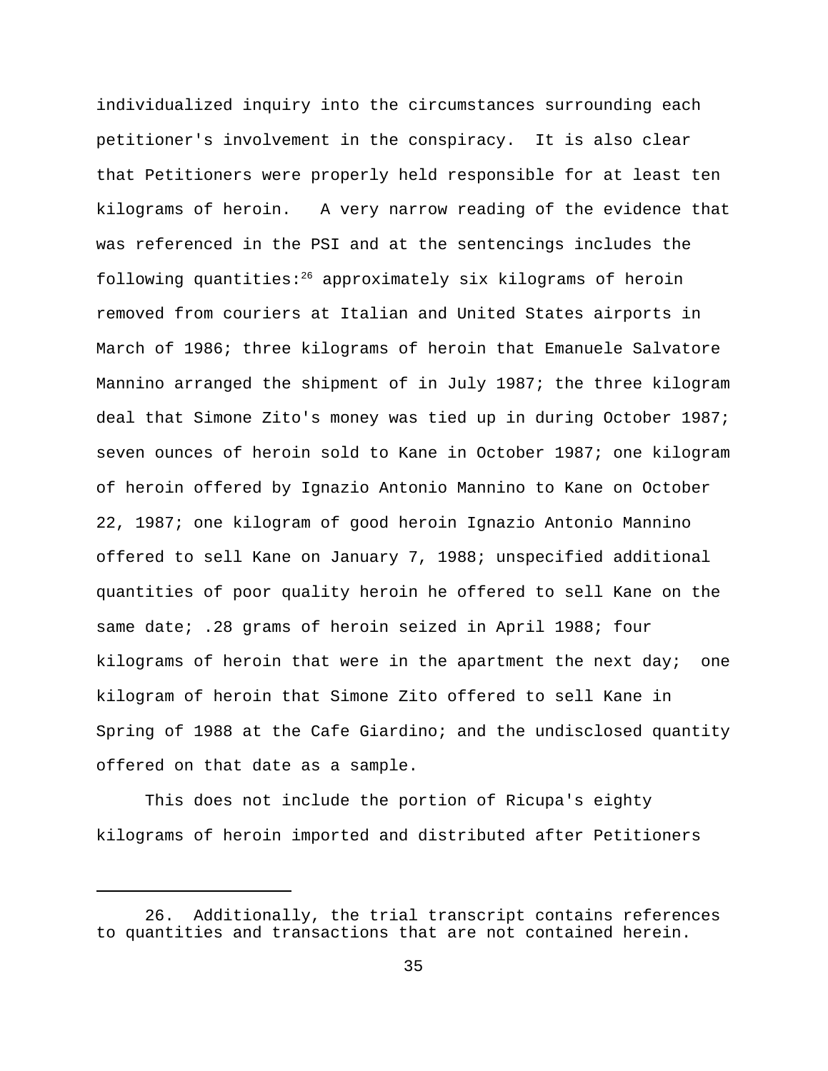individualized inquiry into the circumstances surrounding each petitioner's involvement in the conspiracy. It is also clear that Petitioners were properly held responsible for at least ten kilograms of heroin. A very narrow reading of the evidence that was referenced in the PSI and at the sentencings includes the following quantities:[26] approximately six kilograms of heroin removed from couriers at Italian and United States airports in March of 1986; three kilograms of heroin that Emanuele Salvatore Mannino arranged the shipment of in July 1987; the three kilogram deal that Simone Zito's money was tied up in during October 1987; seven ounces of heroin sold to Kane in October 1987; one kilogram of heroin offered by Ignazio Antonio Mannino to Kane on October 22, 1987; one kilogram of good heroin Ignazio Antonio Mannino offered to sell Kane on January 7, 1988; unspecified additional quantities of poor quality heroin he offered to sell Kane on the same date; .28 grams of heroin seized in April 1988; four kilograms of heroin that were in the apartment the next day; one kilogram of heroin that Simone Zito offered to sell Kane in Spring of 1988 at the Cafe Giardino; and the undisclosed quantity offered on that date as a sample.

This does not include the portion of Ricupa's eighty kilograms of heroin imported and distributed after Petitioners

---

26. Additionally, the trial transcript contains references to quantities and transactions that are not contained herein.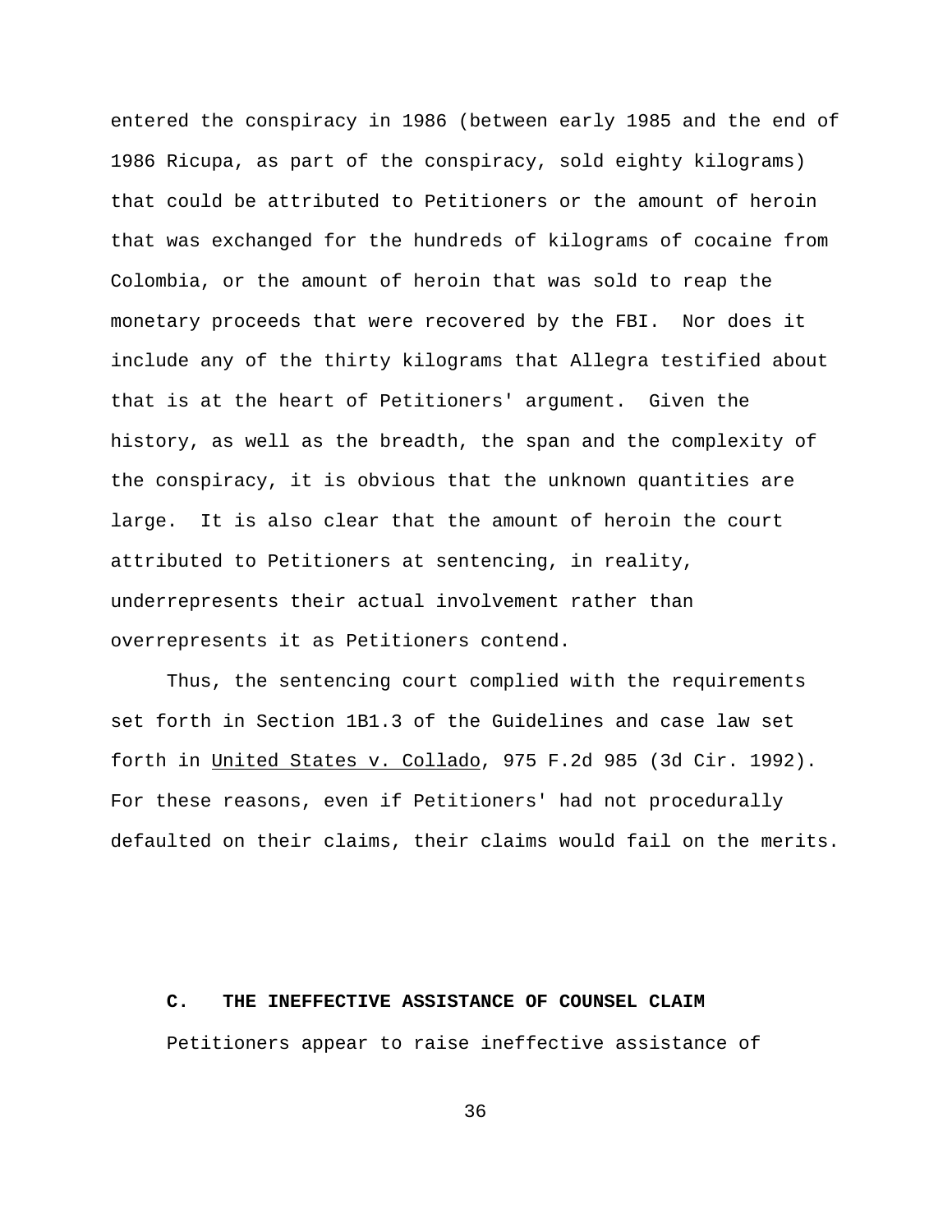entered the conspiracy in 1986 (between early 1985 and the end of 1986 Ricupa, as part of the conspiracy, sold eighty kilograms) that could be attributed to Petitioners or the amount of heroin that was exchanged for the hundreds of kilograms of cocaine from Colombia, or the amount of heroin that was sold to reap the monetary proceeds that were recovered by the FBI. Nor does it include any of the thirty kilograms that Allegra testified about that is at the heart of Petitioners' argument. Given the history, as well as the breadth, the span and the complexity of the conspiracy, it is obvious that the unknown quantities are large. It is also clear that the amount of heroin the court attributed to Petitioners at sentencing, in reality, underrepresents their actual involvement rather than overrepresents it as Petitioners contend.

Thus, the sentencing court complied with the requirements set forth in Section 1B1.3 of the Guidelines and case law set forth in United States v. Collado, 975 F.2d 985 (3d Cir. 1992). For these reasons, even if Petitioners' had not procedurally defaulted on their claims, their claims would fail on the merits.

### C. THE INEFFECTIVE ASSISTANCE OF COUNSEL CLAIM

Petitioners appear to raise ineffective assistance of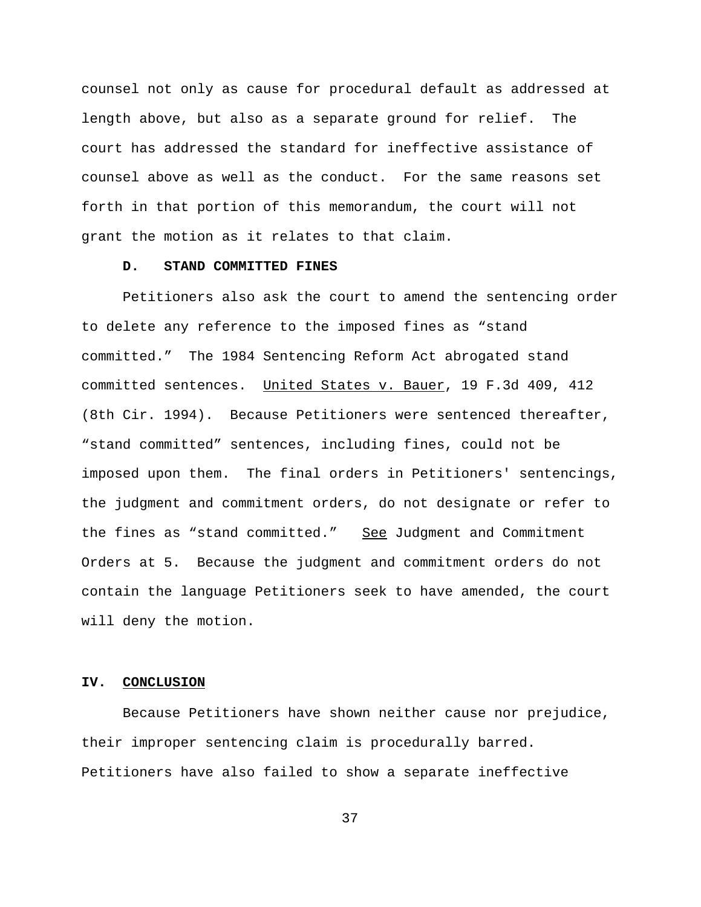counsel not only as cause for procedural default as addressed at length above, but also as a separate ground for relief. The court has addressed the standard for ineffective assistance of counsel above as well as the conduct. For the same reasons set forth in that portion of this memorandum, the court will not grant the motion as it relates to that claim.

### D. STAND COMMITTED FINES

Petitioners also ask the court to amend the sentencing order to delete any reference to the imposed fines as "stand committed." The 1984 Sentencing Reform Act abrogated stand committed sentences. United States v. Bauer, 19 F.3d 409, 412 (8th Cir. 1994). Because Petitioners were sentenced thereafter, "stand committed" sentences, including fines, could not be imposed upon them. The final orders in Petitioners' sentencings, the judgment and commitment orders, do not designate or refer to the fines as "stand committed." See Judgment and Commitment Orders at 5. Because the judgment and commitment orders do not contain the language Petitioners seek to have amended, the court will deny the motion.

## IV. CONCLUSION

Because Petitioners have shown neither cause nor prejudice, their improper sentencing claim is procedurally barred. Petitioners have also failed to show a separate ineffective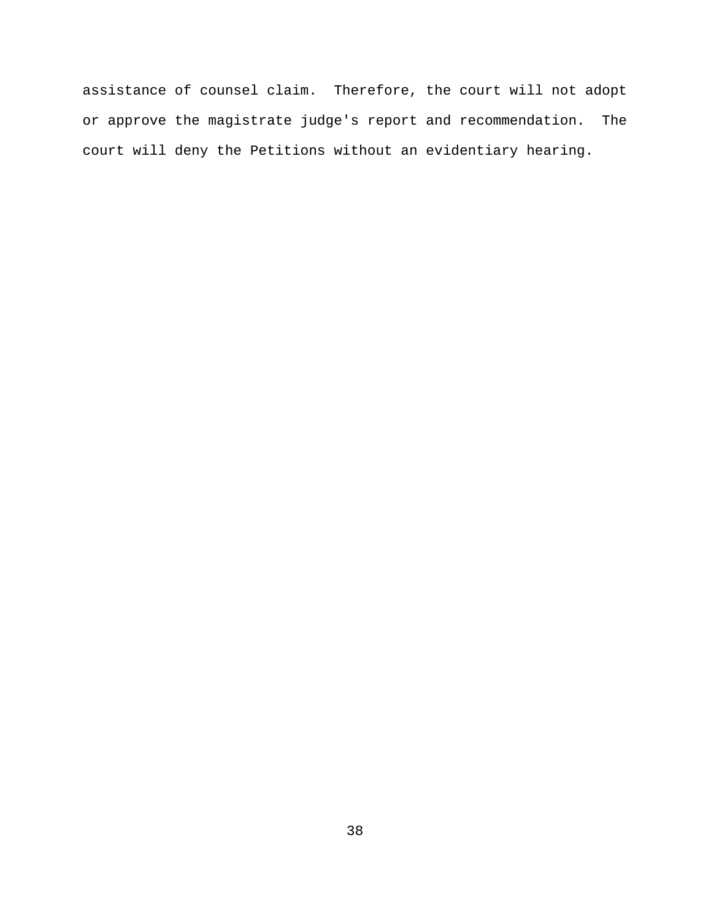assistance of counsel claim. Therefore, the court will not adopt or approve the magistrate judge's report and recommendation. The court will deny the Petitions without an evidentiary hearing.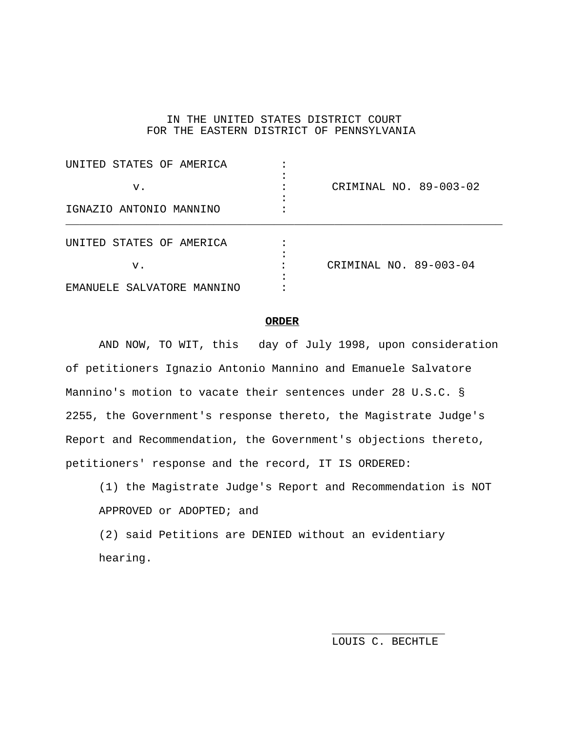IN THE UNITED STATES DISTRICT COURT
FOR THE EASTERN DISTRICT OF PENNSYLVANIA

| | | |
|---|---|---|
| UNITED STATES OF AMERICA | : | |
| v. | : | CRIMINAL NO. 89-003-02 |
| IGNAZIO ANTONIO MANNINO | : | |

| | | |
|---|---|---|
| UNITED STATES OF AMERICA | : | |
| v. | : | CRIMINAL NO. 89-003-04 |
| EMANUELE SALVATORE MANNINO | : | |

**ORDER**

AND NOW, TO WIT, this day of July 1998, upon consideration of petitioners Ignazio Antonio Mannino and Emanuele Salvatore Mannino's motion to vacate their sentences under 28 U.S.C. § 2255, the Government's response thereto, the Magistrate Judge's Report and Recommendation, the Government's objections thereto, petitioners' response and the record, IT IS ORDERED:

(1) the Magistrate Judge's Report and Recommendation is NOT APPROVED or ADOPTED; and

(2) said Petitions are DENIED without an evidentiary hearing.

LOUIS C. BECHTLE